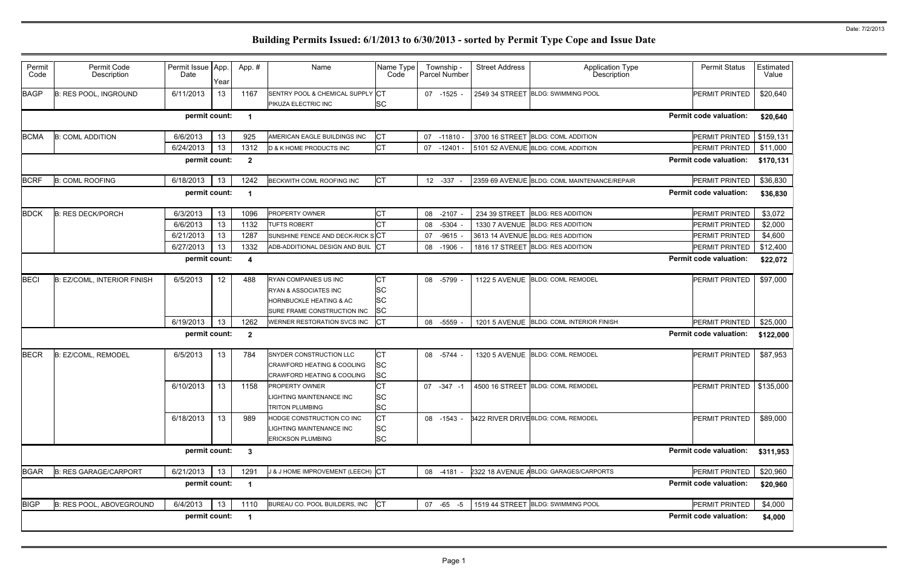# Building Permits Issued: 6/1/2013 to 6/30/2013 - sorted by Permit Type Cope and Issue Date

Date: 7/2/2013

| Permit Code | Permit Code Description | Permit Issue Date | App. Year | App. # | Name | Name Type Code | Township - Parcel Number | Street Address | Application Type Description | Permit Status | Estimated Value |
|---|---|---|---|---|---|---|---|---|---|---|---|
| BAGP | B: RES POOL, INGROUND | 6/11/2013 | 13 | 1167 | SENTRY POOL & CHEMICAL SUPPLY | CT | 07 -1525 - | 2549 34 STREET | BLDG: SWIMMING POOL | PERMIT PRINTED | $20,640 |
| | | | | | PIKUZA ELECTRIC INC | SC | | | | | |
| | | **permit count:** | | **1** | | | | | | **Permit code valuation:** | **$20,640** |
| BCMA | B: COML ADDITION | 6/6/2013 | 13 | 925 | AMERICAN EAGLE BUILDINGS INC | CT | 07 -11810 - | 3700 16 STREET | BLDG: COML ADDITION | PERMIT PRINTED | $159,131 |
| | | 6/24/2013 | 13 | 1312 | D & K HOME PRODUCTS INC | CT | 07 -12401 - | 5101 52 AVENUE | BLDG: COML ADDITION | PERMIT PRINTED | $11,000 |
| | | **permit count:** | | **2** | | | | | | **Permit code valuation:** | **$170,131** |
| BCRF | B: COML ROOFING | 6/18/2013 | 13 | 1242 | BECKWITH COML ROOFING INC | CT | 12 -337 - | 2359 69 AVENUE | BLDG: COML MAINTENANCE/REPAIR | PERMIT PRINTED | $36,830 |
| | | **permit count:** | | **1** | | | | | | **Permit code valuation:** | **$36,830** |
| BDCK | B: RES DECK/PORCH | 6/3/2013 | 13 | 1096 | PROPERTY OWNER | CT | 08 -2107 - | 234 39 STREET | BLDG: RES ADDITION | PERMIT PRINTED | $3,072 |
| | | 6/6/2013 | 13 | 1132 | TUFTS ROBERT | CT | 08 -5304 - | 1330 7 AVENUE | BLDG: RES ADDITION | PERMIT PRINTED | $2,000 |
| | | 6/21/2013 | 13 | 1287 | SUNSHINE FENCE AND DECK-RICK S | CT | 07 -9615 - | 3613 14 AVENUE | BLDG: RES ADDITION | PERMIT PRINTED | $4,600 |
| | | 6/27/2013 | 13 | 1332 | ADB-ADDITIONAL DESIGN AND BUIL | CT | 08 -1906 - | 1816 17 STREET | BLDG: RES ADDITION | PERMIT PRINTED | $12,400 |
| | | **permit count:** | | **4** | | | | | | **Permit code valuation:** | **$22,072** |
| BECI | B: EZ/COML, INTERIOR FINISH | 6/5/2013 | 12 | 488 | RYAN COMPANIES US INC | CT | 08 -5799 - | 1122 5 AVENUE | BLDG: COML REMODEL | PERMIT PRINTED | $97,000 |
| | | | | | RYAN & ASSOCIATES INC | SC | | | | | |
| | | | | | HORNBUCKLE HEATING & AC | SC | | | | | |
| | | | | | SURE FRAME CONSTRUCTION INC | SC | | | | | |
| | | 6/19/2013 | 13 | 1262 | WERNER RESTORATION SVCS INC | CT | 08 -5559 - | 1201 5 AVENUE | BLDG: COML INTERIOR FINISH | PERMIT PRINTED | $25,000 |
| | | **permit count:** | | **2** | | | | | | **Permit code valuation:** | **$122,000** |
| BECR | B: EZ/COML, REMODEL | 6/5/2013 | 13 | 784 | SNYDER CONSTRUCTION LLC | CT | 08 -5744 - | 1320 5 AVENUE | BLDG: COML REMODEL | PERMIT PRINTED | $87,953 |
| | | | | | CRAWFORD HEATING & COOLING | SC | | | | | |
| | | | | | CRAWFORD HEATING & COOLING | SC | | | | | |
| | | 6/10/2013 | 13 | 1158 | PROPERTY OWNER | CT | 07 -347 -1 | 4500 16 STREET | BLDG: COML REMODEL | PERMIT PRINTED | $135,000 |
| | | | | | LIGHTING MAINTENANCE INC | SC | | | | | |
| | | | | | TRITON PLUMBING | SC | | | | | |
| | | 6/18/2013 | 13 | 989 | HODGE CONSTRUCTION CO INC | CT | 08 -1543 - | 3422 RIVER DRIVE | BLDG: COML REMODEL | PERMIT PRINTED | $89,000 |
| | | | | | LIGHTING MAINTENANCE INC | SC | | | | | |
| | | | | | ERICKSON PLUMBING | SC | | | | | |
| | | **permit count:** | | **3** | | | | | | **Permit code valuation:** | **$311,953** |
| BGAR | B: RES GARAGE/CARPORT | 6/21/2013 | 13 | 1291 | J & J HOME IMPROVEMENT (LEECH) | CT | 08 -4181 - | 2322 18 AVENUE A | BLDG: GARAGES/CARPORTS | PERMIT PRINTED | $20,960 |
| | | **permit count:** | | **1** | | | | | | **Permit code valuation:** | **$20,960** |
| BIGP | B: RES POOL, ABOVEGROUND | 6/4/2013 | 13 | 1110 | BUREAU CO. POOL BUILDERS, INC | CT | 07 -65 -5 | 1519 44 STREET | BLDG: SWIMMING POOL | PERMIT PRINTED | $4,000 |
| | | **permit count:** | | **1** | | | | | | **Permit code valuation:** | **$4,000** |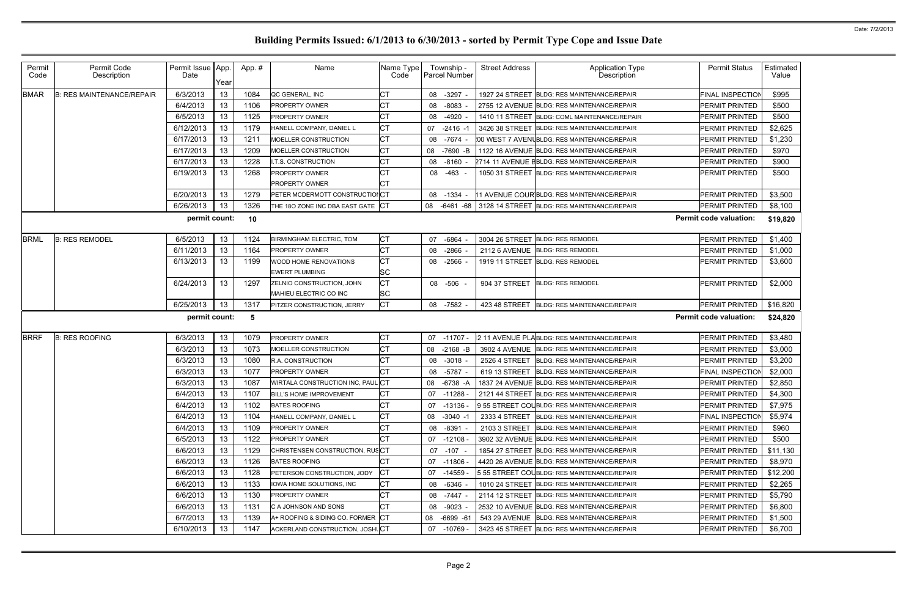# Building Permits Issued: 6/1/2013 to 6/30/2013 - sorted by Permit Type Cope and Issue Date

| Permit Code | Permit Code Description | Permit Issue Date | App. Year | App. # | Name | Name Type Code | Township - Parcel Number | Street Address | Application Type Description | Permit Status | Estimated Value |
|---|---|---|---|---|---|---|---|---|---|---|---|
| BMAR | B: RES MAINTENANCE/REPAIR | 6/3/2013 | 13 | 1084 | QC GENERAL, INC | CT | 08 -3297 - | 1927 24 STREET | BLDG: RES MAINTENANCE/REPAIR | FINAL INSPECTION | $995 |
| | | 6/4/2013 | 13 | 1106 | PROPERTY OWNER | CT | 08 -8083 - | 2755 12 AVENUE | BLDG: RES MAINTENANCE/REPAIR | PERMIT PRINTED | $500 |
| | | 6/5/2013 | 13 | 1125 | PROPERTY OWNER | CT | 08 -4920 - | 1410 11 STREET | BLDG: COML MAINTENANCE/REPAIR | PERMIT PRINTED | $500 |
| | | 6/12/2013 | 13 | 1179 | HANELL COMPANY, DANIEL L | CT | 07 -2416 -1 | 3426 38 STREET | BLDG: RES MAINTENANCE/REPAIR | PERMIT PRINTED | $2,625 |
| | | 6/17/2013 | 13 | 1211 | MOELLER CONSTRUCTION | CT | 08 -7674 - | 00 WEST 7 AVENU | BLDG: RES MAINTENANCE/REPAIR | PERMIT PRINTED | $1,230 |
| | | 6/17/2013 | 13 | 1209 | MOELLER CONSTRUCTION | CT | 08 -7690 -B | 1122 16 AVENUE | BLDG: RES MAINTENANCE/REPAIR | PERMIT PRINTED | $970 |
| | | 6/17/2013 | 13 | 1228 | I.T.S. CONSTRUCTION | CT | 08 -8160 - | 2714 11 AVENUE E | BLDG: RES MAINTENANCE/REPAIR | PERMIT PRINTED | $900 |
| | | 6/19/2013 | 13 | 1268 | PROPERTY OWNER<br>PROPERTY OWNER | CT<br>CT | 08 -463 - | 1050 31 STREET | BLDG: RES MAINTENANCE/REPAIR | PERMIT PRINTED | $500 |
| | | 6/20/2013 | 13 | 1279 | PETER MCDERMOTT CONSTRUCTION | CT | 08 -1334 - | 11 AVENUE COUR | BLDG: RES MAINTENANCE/REPAIR | PERMIT PRINTED | $3,500 |
| | | 6/26/2013 | 13 | 1326 | THE 18O ZONE INC DBA EAST GATE | CT | 08 -6461 -68 | 3128 14 STREET | BLDG: RES MAINTENANCE/REPAIR | PERMIT PRINTED | $8,100 |
| | | **permit count:** | | **10** | | | | | | **Permit code valuation:** | **$19,820** |
| BRML | B: RES REMODEL | 6/5/2013 | 13 | 1124 | BIRMINGHAM ELECTRIC, TOM | CT | 07 -6864 - | 3004 26 STREET | BLDG: RES REMODEL | PERMIT PRINTED | $1,400 |
| | | 6/11/2013 | 13 | 1164 | PROPERTY OWNER | CT | 08 -2866 - | 2112 6 AVENUE | BLDG: RES REMODEL | PERMIT PRINTED | $1,000 |
| | | 6/13/2013 | 13 | 1199 | WOOD HOME RENOVATIONS<br>EWERT PLUMBING | CT<br>SC | 08 -2566 - | 1919 11 STREET | BLDG: RES REMODEL | PERMIT PRINTED | $3,600 |
| | | 6/24/2013 | 13 | 1297 | ZELNIO CONSTRUCTION, JOHN<br>MAHIEU ELECTRIC CO INC | CT<br>SC | 08 -506 - | 904 37 STREET | BLDG: RES REMODEL | PERMIT PRINTED | $2,000 |
| | | 6/25/2013 | 13 | 1317 | PITZER CONSTRUCTION, JERRY | CT | 08 -7582 - | 423 48 STREET | BLDG: RES MAINTENANCE/REPAIR | PERMIT PRINTED | $16,820 |
| | | **permit count:** | | **5** | | | | | | **Permit code valuation:** | **$24,820** |
| BRRF | B: RES ROOFING | 6/3/2013 | 13 | 1079 | PROPERTY OWNER | CT | 07 -11707 - | 2 11 AVENUE PLA | BLDG: RES MAINTENANCE/REPAIR | PERMIT PRINTED | $3,480 |
| | | 6/3/2013 | 13 | 1073 | MOELLER CONSTRUCTION | CT | 08 -2168 -B | 3902 4 AVENUE | BLDG: RES MAINTENANCE/REPAIR | PERMIT PRINTED | $3,000 |
| | | 6/3/2013 | 13 | 1080 | R.A. CONSTRUCTION | CT | 08 -3018 - | 2526 4 STREET | BLDG: RES MAINTENANCE/REPAIR | PERMIT PRINTED | $3,200 |
| | | 6/3/2013 | 13 | 1077 | PROPERTY OWNER | CT | 08 -5787 - | 619 13 STREET | BLDG: RES MAINTENANCE/REPAIR | FINAL INSPECTION | $2,000 |
| | | 6/3/2013 | 13 | 1087 | WIRTALA CONSTRUCTION INC, PAUL | CT | 08 -6738 -A | 1837 24 AVENUE | BLDG: RES MAINTENANCE/REPAIR | PERMIT PRINTED | $2,850 |
| | | 6/4/2013 | 13 | 1107 | BILL'S HOME IMPROVEMENT | CT | 07 -11288 - | 2121 44 STREET | BLDG: RES MAINTENANCE/REPAIR | PERMIT PRINTED | $4,300 |
| | | 6/4/2013 | 13 | 1102 | BATES ROOFING | CT | 07 -13136 - | 9 55 STREET COU | BLDG: RES MAINTENANCE/REPAIR | PERMIT PRINTED | $7,975 |
| | | 6/4/2013 | 13 | 1104 | HANELL COMPANY, DANIEL L | CT | 08 -3040 -1 | 2333 4 STREET | BLDG: RES MAINTENANCE/REPAIR | FINAL INSPECTION | $5,974 |
| | | 6/4/2013 | 13 | 1109 | PROPERTY OWNER | CT | 08 -8391 - | 2103 3 STREET | BLDG: RES MAINTENANCE/REPAIR | PERMIT PRINTED | $960 |
| | | 6/5/2013 | 13 | 1122 | PROPERTY OWNER | CT | 07 -12108 - | 3902 32 AVENUE | BLDG: RES MAINTENANCE/REPAIR | PERMIT PRINTED | $500 |
| | | 6/6/2013 | 13 | 1129 | CHRISTENSEN CONSTRUCTION, RUS | CT | 07 -107 - | 1854 27 STREET | BLDG: RES MAINTENANCE/REPAIR | PERMIT PRINTED | $11,130 |
| | | 6/6/2013 | 13 | 1126 | BATES ROOFING | CT | 07 -11806 - | 4420 26 AVENUE | BLDG: RES MAINTENANCE/REPAIR | PERMIT PRINTED | $8,970 |
| | | 6/6/2013 | 13 | 1128 | PETERSON CONSTRUCTION, JODY | CT | 07 -14559 - | 5 55 STREET COU | BLDG: RES MAINTENANCE/REPAIR | PERMIT PRINTED | $12,200 |
| | | 6/6/2013 | 13 | 1133 | IOWA HOME SOLUTIONS, INC | CT | 08 -6346 - | 1010 24 STREET | BLDG: RES MAINTENANCE/REPAIR | PERMIT PRINTED | $2,265 |
| | | 6/6/2013 | 13 | 1130 | PROPERTY OWNER | CT | 08 -7447 - | 2114 12 STREET | BLDG: RES MAINTENANCE/REPAIR | PERMIT PRINTED | $5,790 |
| | | 6/6/2013 | 13 | 1131 | C A JOHNSON AND SONS | CT | 08 -9023 - | 2532 10 AVENUE | BLDG: RES MAINTENANCE/REPAIR | PERMIT PRINTED | $6,800 |
| | | 6/7/2013 | 13 | 1139 | A+ ROOFING & SIDING CO. FORMER | CT | 08 -6699 -61 | 543 29 AVENUE | BLDG: RES MAINTENANCE/REPAIR | PERMIT PRINTED | $1,500 |
| | | 6/10/2013 | 13 | 1147 | ACKERLAND CONSTRUCTION, JOSHU | CT | 07 -10769 - | 3423 45 STREET | BLDG: RES MAINTENANCE/REPAIR | PERMIT PRINTED | $6,700 |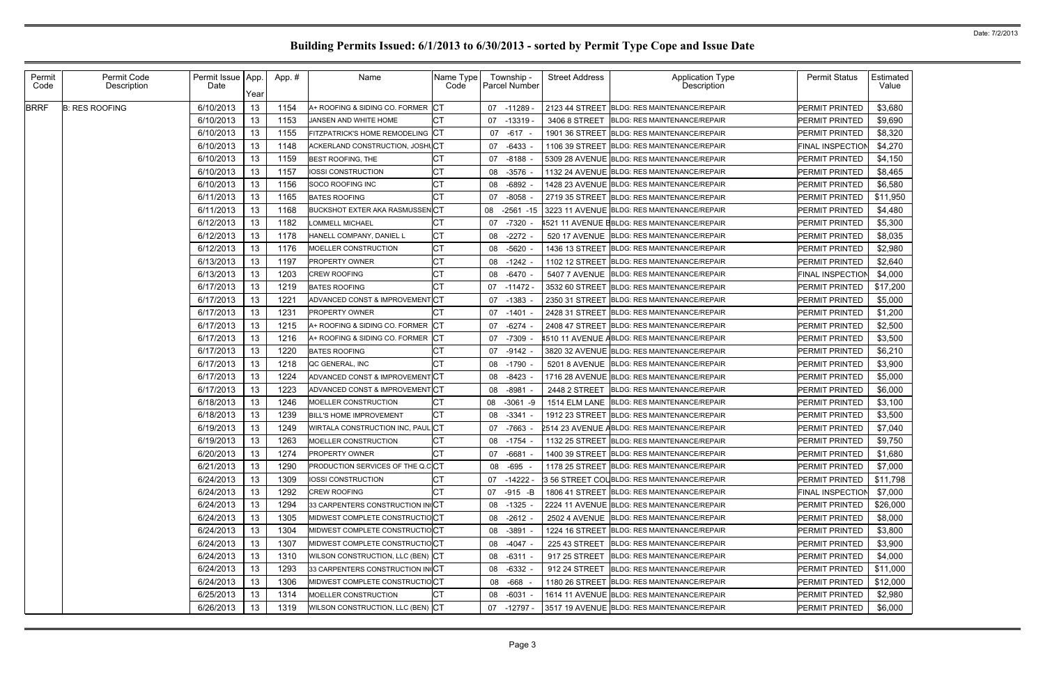# Building Permits Issued: 6/1/2013 to 6/30/2013 - sorted by Permit Type Cope and Issue Date

| Permit Code | Permit Code Description | Permit Issue Date | App. Year | App. # | Name | Name Type Code | Township - Parcel Number | Street Address | Application Type Description | Permit Status | Estimated Value |
|---|---|---|---|---|---|---|---|---|---|---|---|
| BRRF | B: RES ROOFING | 6/10/2013 | 13 | 1154 | A+ ROOFING & SIDING CO. FORMER | CT | 07 -11289 - | 2123 44 STREET | BLDG: RES MAINTENANCE/REPAIR | PERMIT PRINTED | $3,680 |
| | | 6/10/2013 | 13 | 1153 | JANSEN AND WHITE HOME | CT | 07 -13319 - | 3406 8 STREET | BLDG: RES MAINTENANCE/REPAIR | PERMIT PRINTED | $9,690 |
| | | 6/10/2013 | 13 | 1155 | FITZPATRICK'S HOME REMODELING | CT | 07 -617 - | 1901 36 STREET | BLDG: RES MAINTENANCE/REPAIR | PERMIT PRINTED | $8,320 |
| | | 6/10/2013 | 13 | 1148 | ACKERLAND CONSTRUCTION, JOSHU | CT | 07 -6433 - | 1106 39 STREET | BLDG: RES MAINTENANCE/REPAIR | FINAL INSPECTION | $4,270 |
| | | 6/10/2013 | 13 | 1159 | BEST ROOFING, THE | CT | 07 -8188 - | 5309 28 AVENUE | BLDG: RES MAINTENANCE/REPAIR | PERMIT PRINTED | $4,150 |
| | | 6/10/2013 | 13 | 1157 | IOSSI CONSTRUCTION | CT | 08 -3576 - | 1132 24 AVENUE | BLDG: RES MAINTENANCE/REPAIR | PERMIT PRINTED | $8,465 |
| | | 6/10/2013 | 13 | 1156 | SOCO ROOFING INC | CT | 08 -6892 - | 1428 23 AVENUE | BLDG: RES MAINTENANCE/REPAIR | PERMIT PRINTED | $6,580 |
| | | 6/11/2013 | 13 | 1165 | BATES ROOFING | CT | 07 -8058 - | 2719 35 STREET | BLDG: RES MAINTENANCE/REPAIR | PERMIT PRINTED | $11,950 |
| | | 6/11/2013 | 13 | 1168 | BUCKSHOT EXTER AKA RASMUSSEN | CT | 08 -2561 -15 | 3223 11 AVENUE | BLDG: RES MAINTENANCE/REPAIR | PERMIT PRINTED | $4,480 |
| | | 6/12/2013 | 13 | 1182 | LOMMELL MICHAEL | CT | 07 -7320 - | 4521 11 AVENUE B | BLDG: RES MAINTENANCE/REPAIR | PERMIT PRINTED | $5,300 |
| | | 6/12/2013 | 13 | 1178 | HANELL COMPANY, DANIEL L | CT | 08 -2272 - | 520 17 AVENUE | BLDG: RES MAINTENANCE/REPAIR | PERMIT PRINTED | $8,035 |
| | | 6/12/2013 | 13 | 1176 | MOELLER CONSTRUCTION | CT | 08 -5620 - | 1436 13 STREET | BLDG: RES MAINTENANCE/REPAIR | PERMIT PRINTED | $2,980 |
| | | 6/13/2013 | 13 | 1197 | PROPERTY OWNER | CT | 08 -1242 - | 1102 12 STREET | BLDG: RES MAINTENANCE/REPAIR | PERMIT PRINTED | $2,640 |
| | | 6/13/2013 | 13 | 1203 | CREW ROOFING | CT | 08 -6470 - | 5407 7 AVENUE | BLDG: RES MAINTENANCE/REPAIR | FINAL INSPECTION | $4,000 |
| | | 6/17/2013 | 13 | 1219 | BATES ROOFING | CT | 07 -11472 - | 3532 60 STREET | BLDG: RES MAINTENANCE/REPAIR | PERMIT PRINTED | $17,200 |
| | | 6/17/2013 | 13 | 1221 | ADVANCED CONST & IMPROVEMENT | CT | 07 -1383 - | 2350 31 STREET | BLDG: RES MAINTENANCE/REPAIR | PERMIT PRINTED | $5,000 |
| | | 6/17/2013 | 13 | 1231 | PROPERTY OWNER | CT | 07 -1401 - | 2428 31 STREET | BLDG: RES MAINTENANCE/REPAIR | PERMIT PRINTED | $1,200 |
| | | 6/17/2013 | 13 | 1215 | A+ ROOFING & SIDING CO. FORMER | CT | 07 -6274 - | 2408 47 STREET | BLDG: RES MAINTENANCE/REPAIR | PERMIT PRINTED | $2,500 |
| | | 6/17/2013 | 13 | 1216 | A+ ROOFING & SIDING CO. FORMER | CT | 07 -7309 - | 4510 11 AVENUE A | BLDG: RES MAINTENANCE/REPAIR | PERMIT PRINTED | $3,500 |
| | | 6/17/2013 | 13 | 1220 | BATES ROOFING | CT | 07 -9142 - | 3820 32 AVENUE | BLDG: RES MAINTENANCE/REPAIR | PERMIT PRINTED | $6,210 |
| | | 6/17/2013 | 13 | 1218 | QC GENERAL, INC | CT | 08 -1790 - | 5201 8 AVENUE | BLDG: RES MAINTENANCE/REPAIR | PERMIT PRINTED | $3,900 |
| | | 6/17/2013 | 13 | 1224 | ADVANCED CONST & IMPROVEMENT | CT | 08 -8423 - | 1716 28 AVENUE | BLDG: RES MAINTENANCE/REPAIR | PERMIT PRINTED | $5,000 |
| | | 6/17/2013 | 13 | 1223 | ADVANCED CONST & IMPROVEMENT | CT | 08 -8981 - | 2448 2 STREET | BLDG: RES MAINTENANCE/REPAIR | PERMIT PRINTED | $6,000 |
| | | 6/18/2013 | 13 | 1246 | MOELLER CONSTRUCTION | CT | 08 -3061 -9 | 1514 ELM LANE | BLDG: RES MAINTENANCE/REPAIR | PERMIT PRINTED | $3,100 |
| | | 6/18/2013 | 13 | 1239 | BILL'S HOME IMPROVEMENT | CT | 08 -3341 - | 1912 23 STREET | BLDG: RES MAINTENANCE/REPAIR | PERMIT PRINTED | $3,500 |
| | | 6/19/2013 | 13 | 1249 | WIRTALA CONSTRUCTION INC, PAUL | CT | 07 -7663 - | 2514 23 AVENUE A | BLDG: RES MAINTENANCE/REPAIR | PERMIT PRINTED | $7,040 |
| | | 6/19/2013 | 13 | 1263 | MOELLER CONSTRUCTION | CT | 08 -1754 - | 1132 25 STREET | BLDG: RES MAINTENANCE/REPAIR | PERMIT PRINTED | $9,750 |
| | | 6/20/2013 | 13 | 1274 | PROPERTY OWNER | CT | 07 -6681 - | 1400 39 STREET | BLDG: RES MAINTENANCE/REPAIR | PERMIT PRINTED | $1,680 |
| | | 6/21/2013 | 13 | 1290 | PRODUCTION SERVICES OF THE Q.C | CT | 08 -695 - | 1178 25 STREET | BLDG: RES MAINTENANCE/REPAIR | PERMIT PRINTED | $7,000 |
| | | 6/24/2013 | 13 | 1309 | IOSSI CONSTRUCTION | CT | 07 -14222 - | 3 56 STREET COU | BLDG: RES MAINTENANCE/REPAIR | PERMIT PRINTED | $11,798 |
| | | 6/24/2013 | 13 | 1292 | CREW ROOFING | CT | 07 -915 -B | 1806 41 STREET | BLDG: RES MAINTENANCE/REPAIR | FINAL INSPECTION | $7,000 |
| | | 6/24/2013 | 13 | 1294 | 33 CARPENTERS CONSTRUCTION IN | CT | 08 -1325 - | 2224 11 AVENUE | BLDG: RES MAINTENANCE/REPAIR | PERMIT PRINTED | $26,000 |
| | | 6/24/2013 | 13 | 1305 | MIDWEST COMPLETE CONSTRUCTIO | CT | 08 -2612 - | 2502 4 AVENUE | BLDG: RES MAINTENANCE/REPAIR | PERMIT PRINTED | $8,000 |
| | | 6/24/2013 | 13 | 1304 | MIDWEST COMPLETE CONSTRUCTIO | CT | 08 -3891 - | 1224 16 STREET | BLDG: RES MAINTENANCE/REPAIR | PERMIT PRINTED | $3,800 |
| | | 6/24/2013 | 13 | 1307 | MIDWEST COMPLETE CONSTRUCTIO | CT | 08 -4047 - | 225 43 STREET | BLDG: RES MAINTENANCE/REPAIR | PERMIT PRINTED | $3,900 |
| | | 6/24/2013 | 13 | 1310 | WILSON CONSTRUCTION, LLC (BEN) | CT | 08 -6311 - | 917 25 STREET | BLDG: RES MAINTENANCE/REPAIR | PERMIT PRINTED | $4,000 |
| | | 6/24/2013 | 13 | 1293 | 33 CARPENTERS CONSTRUCTION IN | CT | 08 -6332 - | 912 24 STREET | BLDG: RES MAINTENANCE/REPAIR | PERMIT PRINTED | $11,000 |
| | | 6/24/2013 | 13 | 1306 | MIDWEST COMPLETE CONSTRUCTIO | CT | 08 -668 - | 1180 26 STREET | BLDG: RES MAINTENANCE/REPAIR | PERMIT PRINTED | $12,000 |
| | | 6/25/2013 | 13 | 1314 | MOELLER CONSTRUCTION | CT | 08 -6031 - | 1614 11 AVENUE | BLDG: RES MAINTENANCE/REPAIR | PERMIT PRINTED | $2,980 |
| | | 6/26/2013 | 13 | 1319 | WILSON CONSTRUCTION, LLC (BEN) | CT | 07 -12797 - | 3517 19 AVENUE | BLDG: RES MAINTENANCE/REPAIR | PERMIT PRINTED | $6,000 |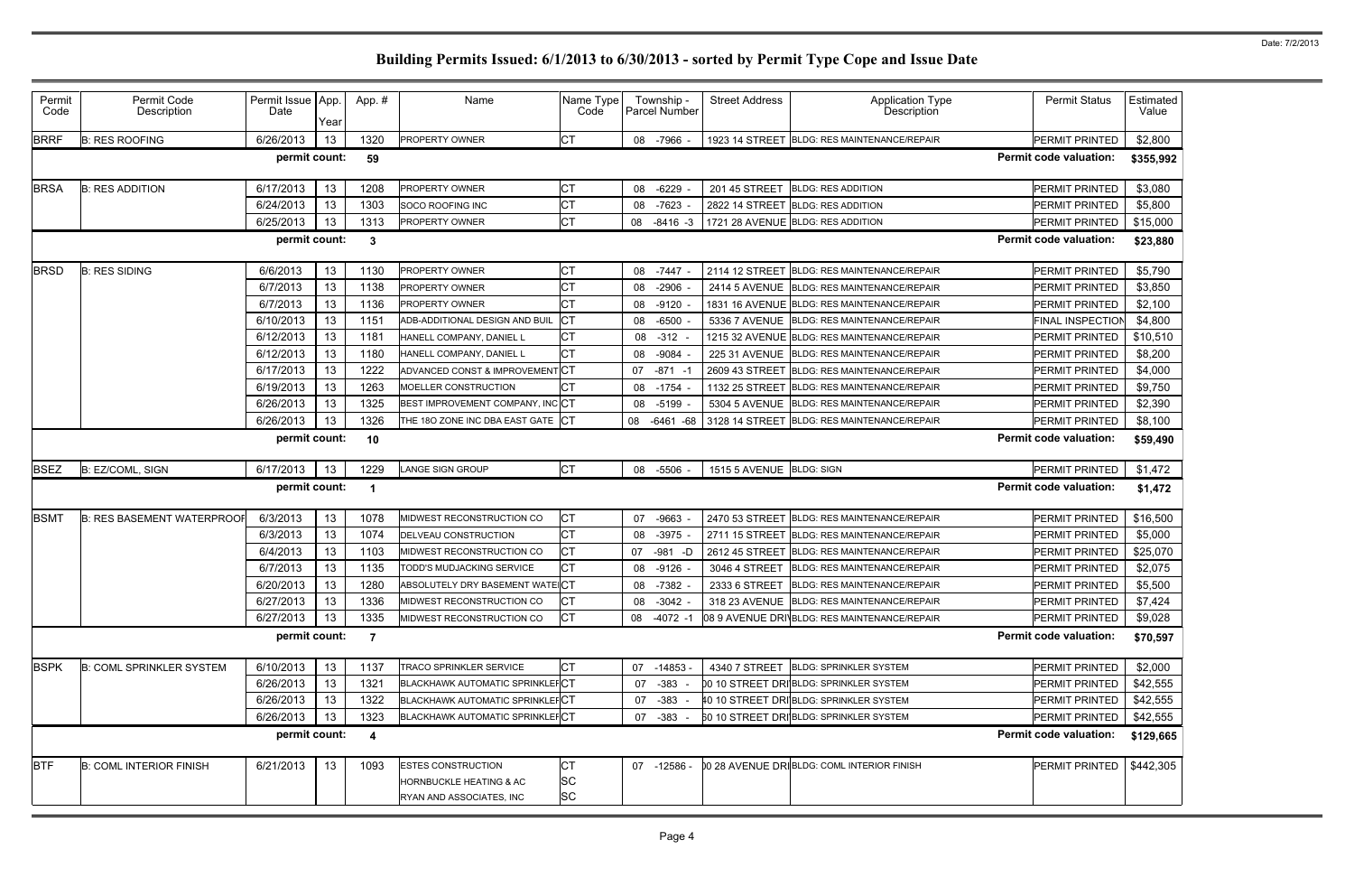# Building Permits Issued: 6/1/2013 to 6/30/2013 - sorted by Permit Type Cope and Issue Date

| Permit Code | Permit Code Description | Permit Issue Date | App. Year | App. # | Name | Name Type Code | Township - Parcel Number | Street Address | Application Type Description | Permit Status | Estimated Value |
|---|---|---|---|---|---|---|---|---|---|---|---|
| BRRF | B: RES ROOFING | 6/26/2013 | 13 | 1320 | PROPERTY OWNER | CT | 08 -7966 - | 1923 14 STREET | BLDG: RES MAINTENANCE/REPAIR | PERMIT PRINTED | $2,800 |
| | | permit count: | | 59 | | | | | | Permit code valuation: | $355,992 |
| BRSA | B: RES ADDITION | 6/17/2013 | 13 | 1208 | PROPERTY OWNER | CT | 08 -6229 - | 201 45 STREET | BLDG: RES ADDITION | PERMIT PRINTED | $3,080 |
| | | 6/24/2013 | 13 | 1303 | SOCO ROOFING INC | CT | 08 -7623 - | 2822 14 STREET | BLDG: RES ADDITION | PERMIT PRINTED | $5,800 |
| | | 6/25/2013 | 13 | 1313 | PROPERTY OWNER | CT | 08 -8416 -3 | 1721 28 AVENUE | BLDG: RES ADDITION | PERMIT PRINTED | $15,000 |
| | | permit count: | | 3 | | | | | | Permit code valuation: | $23,880 |
| BRSD | B: RES SIDING | 6/6/2013 | 13 | 1130 | PROPERTY OWNER | CT | 08 -7447 - | 2114 12 STREET | BLDG: RES MAINTENANCE/REPAIR | PERMIT PRINTED | $5,790 |
| | | 6/7/2013 | 13 | 1138 | PROPERTY OWNER | CT | 08 -2906 - | 2414 5 AVENUE | BLDG: RES MAINTENANCE/REPAIR | PERMIT PRINTED | $3,850 |
| | | 6/7/2013 | 13 | 1136 | PROPERTY OWNER | CT | 08 -9120 - | 1831 16 AVENUE | BLDG: RES MAINTENANCE/REPAIR | PERMIT PRINTED | $2,100 |
| | | 6/10/2013 | 13 | 1151 | ADB-ADDITIONAL DESIGN AND BUIL | CT | 08 -6500 - | 5336 7 AVENUE | BLDG: RES MAINTENANCE/REPAIR | FINAL INSPECTION | $4,800 |
| | | 6/12/2013 | 13 | 1181 | HANELL COMPANY, DANIEL L | CT | 08 -312 - | 1215 32 AVENUE | BLDG: RES MAINTENANCE/REPAIR | PERMIT PRINTED | $10,510 |
| | | 6/12/2013 | 13 | 1180 | HANELL COMPANY, DANIEL L | CT | 08 -9084 - | 225 31 AVENUE | BLDG: RES MAINTENANCE/REPAIR | PERMIT PRINTED | $8,200 |
| | | 6/17/2013 | 13 | 1222 | ADVANCED CONST & IMPROVEMENT | CT | 07 -871 -1 | 2609 43 STREET | BLDG: RES MAINTENANCE/REPAIR | PERMIT PRINTED | $4,000 |
| | | 6/19/2013 | 13 | 1263 | MOELLER CONSTRUCTION | CT | 08 -1754 - | 1132 25 STREET | BLDG: RES MAINTENANCE/REPAIR | PERMIT PRINTED | $9,750 |
| | | 6/26/2013 | 13 | 1325 | BEST IMPROVEMENT COMPANY, INC | CT | 08 -5199 - | 5304 5 AVENUE | BLDG: RES MAINTENANCE/REPAIR | PERMIT PRINTED | $2,390 |
| | | 6/26/2013 | 13 | 1326 | THE 18O ZONE INC DBA EAST GATE | CT | 08 -6461 -68 | 3128 14 STREET | BLDG: RES MAINTENANCE/REPAIR | PERMIT PRINTED | $8,100 |
| | | permit count: | | 10 | | | | | | Permit code valuation: | $59,490 |
| BSEZ | B: EZ/COML, SIGN | 6/17/2013 | 13 | 1229 | LANGE SIGN GROUP | CT | 08 -5506 - | 1515 5 AVENUE | BLDG: SIGN | PERMIT PRINTED | $1,472 |
| | | permit count: | | 1 | | | | | | Permit code valuation: | $1,472 |
| BSMT | B: RES BASEMENT WATERPROOF | 6/3/2013 | 13 | 1078 | MIDWEST RECONSTRUCTION CO | CT | 07 -9663 - | 2470 53 STREET | BLDG: RES MAINTENANCE/REPAIR | PERMIT PRINTED | $16,500 |
| | | 6/3/2013 | 13 | 1074 | DELVEAU CONSTRUCTION | CT | 08 -3975 - | 2711 15 STREET | BLDG: RES MAINTENANCE/REPAIR | PERMIT PRINTED | $5,000 |
| | | 6/4/2013 | 13 | 1103 | MIDWEST RECONSTRUCTION CO | CT | 07 -981 -D | 2612 45 STREET | BLDG: RES MAINTENANCE/REPAIR | PERMIT PRINTED | $25,070 |
| | | 6/7/2013 | 13 | 1135 | TODD'S MUDJACKING SERVICE | CT | 08 -9126 - | 3046 4 STREET | BLDG: RES MAINTENANCE/REPAIR | PERMIT PRINTED | $2,075 |
| | | 6/20/2013 | 13 | 1280 | ABSOLUTELY DRY BASEMENT WATE | CT | 08 -7382 - | 2333 6 STREET | BLDG: RES MAINTENANCE/REPAIR | PERMIT PRINTED | $5,500 |
| | | 6/27/2013 | 13 | 1336 | MIDWEST RECONSTRUCTION CO | CT | 08 -3042 - | 318 23 AVENUE | BLDG: RES MAINTENANCE/REPAIR | PERMIT PRINTED | $7,424 |
| | | 6/27/2013 | 13 | 1335 | MIDWEST RECONSTRUCTION CO | CT | 08 -4072 -1 | 08 9 AVENUE DRI | BLDG: RES MAINTENANCE/REPAIR | PERMIT PRINTED | $9,028 |
| | | permit count: | | 7 | | | | | | Permit code valuation: | $70,597 |
| BSPK | B: COML SPRINKLER SYSTEM | 6/10/2013 | 13 | 1137 | TRACO SPRINKLER SERVICE | CT | 07 -14853 - | 4340 7 STREET | BLDG: SPRINKLER SYSTEM | PERMIT PRINTED | $2,000 |
| | | 6/26/2013 | 13 | 1321 | BLACKHAWK AUTOMATIC SPRINKLER | CT | 07 -383 - | 00 10 STREET DRI | BLDG: SPRINKLER SYSTEM | PERMIT PRINTED | $42,555 |
| | | 6/26/2013 | 13 | 1322 | BLACKHAWK AUTOMATIC SPRINKLER | CT | 07 -383 - | 40 10 STREET DRI | BLDG: SPRINKLER SYSTEM | PERMIT PRINTED | $42,555 |
| | | 6/26/2013 | 13 | 1323 | BLACKHAWK AUTOMATIC SPRINKLER | CT | 07 -383 - | 60 10 STREET DRI | BLDG: SPRINKLER SYSTEM | PERMIT PRINTED | $42,555 |
| | | permit count: | | 4 | | | | | | Permit code valuation: | $129,665 |
| BTF | B: COML INTERIOR FINISH | 6/21/2013 | 13 | 1093 | ESTES CONSTRUCTION | CT | 07 -12586 - | 00 28 AVENUE DRI | BLDG: COML INTERIOR FINISH | PERMIT PRINTED | $442,305 |
| | | | | | HORNBUCKLE HEATING & AC | SC | | | | | |
| | | | | | RYAN AND ASSOCIATES, INC | SC | | | | | |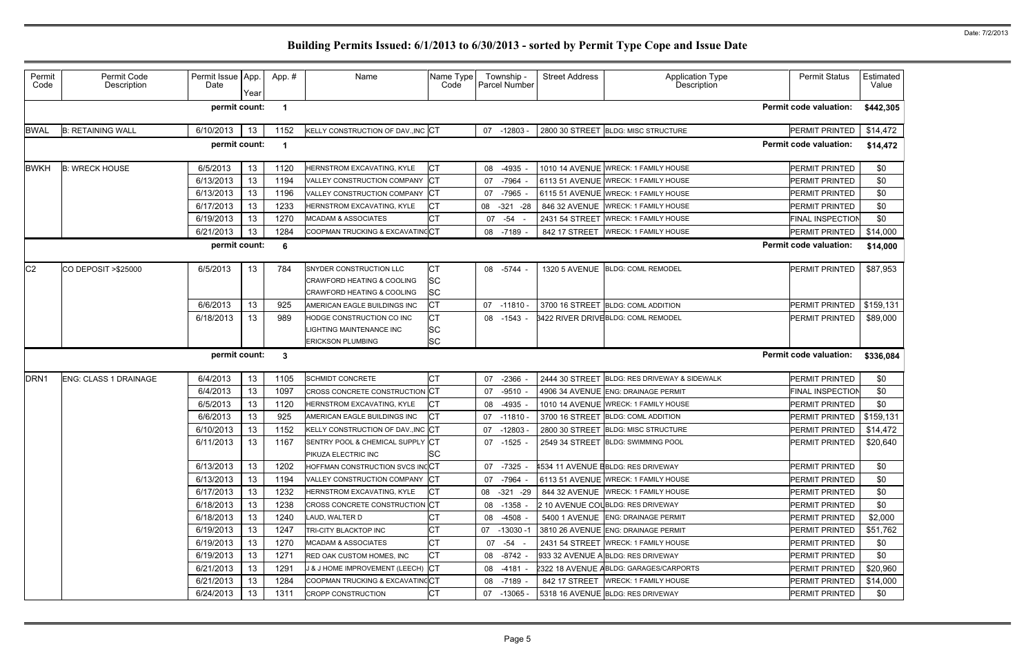# Building Permits Issued: 6/1/2013 to 6/30/2013 - sorted by Permit Type Cope and Issue Date

| Permit Code | Permit Code Description | Permit Issue Date | App. Year | App. # | Name | Name Type Code | Township - Parcel Number | Street Address | Application Type Description | Permit Status | Estimated Value |
|---|---|---|---|---|---|---|---|---|---|---|---|
| | | **permit count:** | | **1** | | | | | | **Permit code valuation:** | **$442,305** |
| BWAL | B: RETAINING WALL | 6/10/2013 | 13 | 1152 | KELLY CONSTRUCTION OF DAV.,INC | CT | 07 -12803 - | 2800 30 STREET | BLDG: MISC STRUCTURE | PERMIT PRINTED | $14,472 |
| | | **permit count:** | | **1** | | | | | | **Permit code valuation:** | **$14,472** |
| BWKH | B: WRECK HOUSE | 6/5/2013 | 13 | 1120 | HERNSTROM EXCAVATING, KYLE | CT | 08 -4935 - | 1010 14 AVENUE | WRECK: 1 FAMILY HOUSE | PERMIT PRINTED | $0 |
| | | 6/13/2013 | 13 | 1194 | VALLEY CONSTRUCTION COMPANY | CT | 07 -7964 - | 6113 51 AVENUE | WRECK: 1 FAMILY HOUSE | PERMIT PRINTED | $0 |
| | | 6/13/2013 | 13 | 1196 | VALLEY CONSTRUCTION COMPANY | CT | 07 -7965 - | 6115 51 AVENUE | WRECK: 1 FAMILY HOUSE | PERMIT PRINTED | $0 |
| | | 6/17/2013 | 13 | 1233 | HERNSTROM EXCAVATING, KYLE | CT | 08 -321 -28 | 846 32 AVENUE | WRECK: 1 FAMILY HOUSE | PERMIT PRINTED | $0 |
| | | 6/19/2013 | 13 | 1270 | MCADAM & ASSOCIATES | CT | 07 -54 - | 2431 54 STREET | WRECK: 1 FAMILY HOUSE | FINAL INSPECTION | $0 |
| | | 6/21/2013 | 13 | 1284 | COOPMAN TRUCKING & EXCAVATING | CT | 08 -7189 - | 842 17 STREET | WRECK: 1 FAMILY HOUSE | PERMIT PRINTED | $14,000 |
| | | **permit count:** | | **6** | | | | | | **Permit code valuation:** | **$14,000** |
| C2 | CO DEPOSIT >$25000 | 6/5/2013 | 13 | 784 | SNYDER CONSTRUCTION LLC<br>CRAWFORD HEATING & COOLING<br>CRAWFORD HEATING & COOLING | CT<br>SC<br>SC | 08 -5744 - | 1320 5 AVENUE | BLDG: COML REMODEL | PERMIT PRINTED | $87,953 |
| | | 6/6/2013 | 13 | 925 | AMERICAN EAGLE BUILDINGS INC | CT | 07 -11810 - | 3700 16 STREET | BLDG: COML ADDITION | PERMIT PRINTED | $159,131 |
| | | 6/18/2013 | 13 | 989 | HODGE CONSTRUCTION CO INC<br>LIGHTING MAINTENANCE INC<br>ERICKSON PLUMBING | CT<br>SC<br>SC | 08 -1543 - | 3422 RIVER DRIVE | BLDG: COML REMODEL | PERMIT PRINTED | $89,000 |
| | | **permit count:** | | **3** | | | | | | **Permit code valuation:** | **$336,084** |
| DRN1 | ENG: CLASS 1 DRAINAGE | 6/4/2013 | 13 | 1105 | SCHMIDT CONCRETE | CT | 07 -2366 - | 2444 30 STREET | BLDG: RES DRIVEWAY & SIDEWALK | PERMIT PRINTED | $0 |
| | | 6/4/2013 | 13 | 1097 | CROSS CONCRETE CONSTRUCTION | CT | 07 -9510 - | 4906 34 AVENUE | ENG: DRAINAGE PERMIT | FINAL INSPECTION | $0 |
| | | 6/5/2013 | 13 | 1120 | HERNSTROM EXCAVATING, KYLE | CT | 08 -4935 - | 1010 14 AVENUE | WRECK: 1 FAMILY HOUSE | PERMIT PRINTED | $0 |
| | | 6/6/2013 | 13 | 925 | AMERICAN EAGLE BUILDINGS INC | CT | 07 -11810 - | 3700 16 STREET | BLDG: COML ADDITION | PERMIT PRINTED | $159,131 |
| | | 6/10/2013 | 13 | 1152 | KELLY CONSTRUCTION OF DAV.,INC | CT | 07 -12803 - | 2800 30 STREET | BLDG: MISC STRUCTURE | PERMIT PRINTED | $14,472 |
| | | 6/11/2013 | 13 | 1167 | SENTRY POOL & CHEMICAL SUPPLY<br>PIKUZA ELECTRIC INC | CT<br>SC | 07 -1525 - | 2549 34 STREET | BLDG: SWIMMING POOL | PERMIT PRINTED | $20,640 |
| | | 6/13/2013 | 13 | 1202 | HOFFMAN CONSTRUCTION SVCS INC | CT | 07 -7325 - | 4534 11 AVENUE B | BLDG: RES DRIVEWAY | PERMIT PRINTED | $0 |
| | | 6/13/2013 | 13 | 1194 | VALLEY CONSTRUCTION COMPANY | CT | 07 -7964 - | 6113 51 AVENUE | WRECK: 1 FAMILY HOUSE | PERMIT PRINTED | $0 |
| | | 6/17/2013 | 13 | 1232 | HERNSTROM EXCAVATING, KYLE | CT | 08 -321 -29 | 844 32 AVENUE | WRECK: 1 FAMILY HOUSE | PERMIT PRINTED | $0 |
| | | 6/18/2013 | 13 | 1238 | CROSS CONCRETE CONSTRUCTION | CT | 08 -1358 - | 2 10 AVENUE COU | BLDG: RES DRIVEWAY | PERMIT PRINTED | $0 |
| | | 6/18/2013 | 13 | 1240 | LAUD, WALTER D | CT | 08 -4508 - | 5400 1 AVENUE | ENG: DRAINAGE PERMIT | PERMIT PRINTED | $2,000 |
| | | 6/19/2013 | 13 | 1247 | TRI-CITY BLACKTOP INC | CT | 07 -13030 -1 | 3810 26 AVENUE | ENG: DRAINAGE PERMIT | PERMIT PRINTED | $51,762 |
| | | 6/19/2013 | 13 | 1270 | MCADAM & ASSOCIATES | CT | 07 -54 - | 2431 54 STREET | WRECK: 1 FAMILY HOUSE | PERMIT PRINTED | $0 |
| | | 6/19/2013 | 13 | 1271 | RED OAK CUSTOM HOMES, INC | CT | 08 -8742 - | 933 32 AVENUE A | BLDG: RES DRIVEWAY | PERMIT PRINTED | $0 |
| | | 6/21/2013 | 13 | 1291 | J & J HOME IMPROVEMENT (LEECH) | CT | 08 -4181 - | 2322 18 AVENUE A | BLDG: GARAGES/CARPORTS | PERMIT PRINTED | $20,960 |
| | | 6/21/2013 | 13 | 1284 | COOPMAN TRUCKING & EXCAVATING | CT | 08 -7189 - | 842 17 STREET | WRECK: 1 FAMILY HOUSE | PERMIT PRINTED | $14,000 |
| | | 6/24/2013 | 13 | 1311 | CROPP CONSTRUCTION | CT | 07 -13065 - | 5318 16 AVENUE | BLDG: RES DRIVEWAY | PERMIT PRINTED | $0 |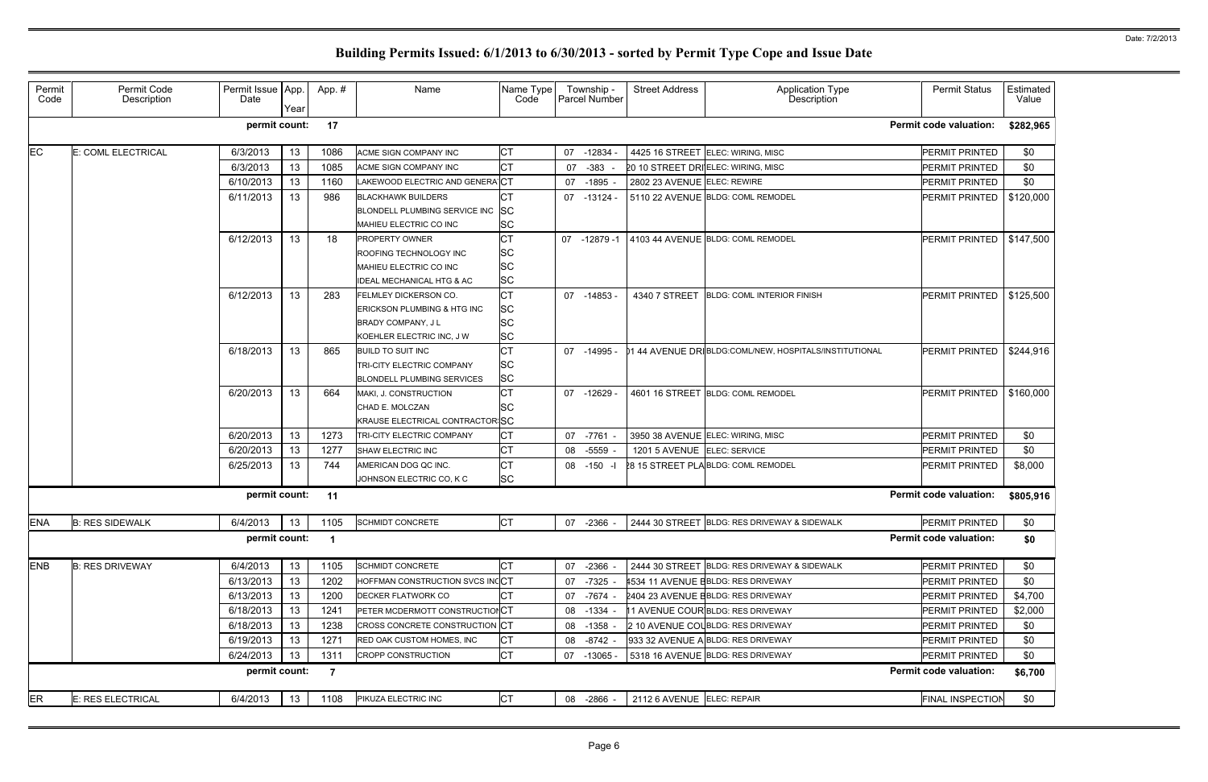# Building Permits Issued: 6/1/2013 to 6/30/2013 - sorted by Permit Type Cope and Issue Date

| Permit Code | Permit Code Description | Permit Issue Date | App. Year | App. # | Name | Name Type Code | Township - Parcel Number | Street Address | Application Type Description | Permit Status | Estimated Value |
|---|---|---|---|---|---|---|---|---|---|---|---|
| | | **permit count:** | | **17** | | | | | | **Permit code valuation:** | **$282,965** |
| EC | E: COML ELECTRICAL | 6/3/2013 | 13 | 1086 | ACME SIGN COMPANY INC | CT | 07 -12834 - | 4425 16 STREET | ELEC: WIRING, MISC | PERMIT PRINTED | $0 |
| | | 6/3/2013 | 13 | 1085 | ACME SIGN COMPANY INC | CT | 07 -383 - | 20 10 STREET DRI | ELEC: WIRING, MISC | PERMIT PRINTED | $0 |
| | | 6/10/2013 | 13 | 1160 | LAKEWOOD ELECTRIC AND GENERA | CT | 07 -1895 - | 2802 23 AVENUE | ELEC: REWIRE | PERMIT PRINTED | $0 |
| | | 6/11/2013 | 13 | 986 | BLACKHAWK BUILDERS | CT | 07 -13124 - | 5110 22 AVENUE | BLDG: COML REMODEL | PERMIT PRINTED | $120,000 |
| | | | | | BLONDELL PLUMBING SERVICE INC | SC | | | | | |
| | | | | | MAHIEU ELECTRIC CO INC | SC | | | | | |
| | | 6/12/2013 | 13 | 18 | PROPERTY OWNER | CT | 07 -12879 -1 | 4103 44 AVENUE | BLDG: COML REMODEL | PERMIT PRINTED | $147,500 |
| | | | | | ROOFING TECHNOLOGY INC | SC | | | | | |
| | | | | | MAHIEU ELECTRIC CO INC | SC | | | | | |
| | | | | | IDEAL MECHANICAL HTG & AC | SC | | | | | |
| | | 6/12/2013 | 13 | 283 | FELMLEY DICKERSON CO. | CT | 07 -14853 - | 4340 7 STREET | BLDG: COML INTERIOR FINISH | PERMIT PRINTED | $125,500 |
| | | | | | ERICKSON PLUMBING & HTG INC | SC | | | | | |
| | | | | | BRADY COMPANY, J L | SC | | | | | |
| | | | | | KOEHLER ELECTRIC INC, J W | SC | | | | | |
| | | 6/18/2013 | 13 | 865 | BUILD TO SUIT INC | CT | 07 -14995 - | 01 44 AVENUE DRI | BLDG:COML/NEW, HOSPITALS/INSTITUTIONAL | PERMIT PRINTED | $244,916 |
| | | | | | TRI-CITY ELECTRIC COMPANY | SC | | | | | |
| | | | | | BLONDELL PLUMBING SERVICES | SC | | | | | |
| | | 6/20/2013 | 13 | 664 | MAKI, J. CONSTRUCTION | CT | 07 -12629 - | 4601 16 STREET | BLDG: COML REMODEL | PERMIT PRINTED | $160,000 |
| | | | | | CHAD E. MOLCZAN | SC | | | | | |
| | | | | | KRAUSE ELECTRICAL CONTRACTOR | SC | | | | | |
| | | 6/20/2013 | 13 | 1273 | TRI-CITY ELECTRIC COMPANY | CT | 07 -7761 - | 3950 38 AVENUE | ELEC: WIRING, MISC | PERMIT PRINTED | $0 |
| | | 6/20/2013 | 13 | 1277 | SHAW ELECTRIC INC | CT | 08 -5559 - | 1201 5 AVENUE | ELEC: SERVICE | PERMIT PRINTED | $0 |
| | | 6/25/2013 | 13 | 744 | AMERICAN DOG QC INC. | CT | 08 -150 -I | 28 15 STREET PLA | BLDG: COML REMODEL | PERMIT PRINTED | $8,000 |
| | | | | | JOHNSON ELECTRIC CO, K C | SC | | | | | |
| | | **permit count:** | | **11** | | | | | | **Permit code valuation:** | **$805,916** |
| ENA | B: RES SIDEWALK | 6/4/2013 | 13 | 1105 | SCHMIDT CONCRETE | CT | 07 -2366 - | 2444 30 STREET | BLDG: RES DRIVEWAY & SIDEWALK | PERMIT PRINTED | $0 |
| | | **permit count:** | | **1** | | | | | | **Permit code valuation:** | **$0** |
| ENB | B: RES DRIVEWAY | 6/4/2013 | 13 | 1105 | SCHMIDT CONCRETE | CT | 07 -2366 - | 2444 30 STREET | BLDG: RES DRIVEWAY & SIDEWALK | PERMIT PRINTED | $0 |
| | | 6/13/2013 | 13 | 1202 | HOFFMAN CONSTRUCTION SVCS INC | CT | 07 -7325 - | 4534 11 AVENUE B | BLDG: RES DRIVEWAY | PERMIT PRINTED | $0 |
| | | 6/13/2013 | 13 | 1200 | DECKER FLATWORK CO | CT | 07 -7674 - | 2404 23 AVENUE B | BLDG: RES DRIVEWAY | PERMIT PRINTED | $4,700 |
| | | 6/18/2013 | 13 | 1241 | PETER MCDERMOTT CONSTRUCTION | CT | 08 -1334 - | 11 AVENUE COUR | BLDG: RES DRIVEWAY | PERMIT PRINTED | $2,000 |
| | | 6/18/2013 | 13 | 1238 | CROSS CONCRETE CONSTRUCTION | CT | 08 -1358 - | 2 10 AVENUE COU | BLDG: RES DRIVEWAY | PERMIT PRINTED | $0 |
| | | 6/19/2013 | 13 | 1271 | RED OAK CUSTOM HOMES, INC | CT | 08 -8742 - | 933 32 AVENUE A | BLDG: RES DRIVEWAY | PERMIT PRINTED | $0 |
| | | 6/24/2013 | 13 | 1311 | CROPP CONSTRUCTION | CT | 07 -13065 - | 5318 16 AVENUE | BLDG: RES DRIVEWAY | PERMIT PRINTED | $0 |
| | | **permit count:** | | **7** | | | | | | **Permit code valuation:** | **$6,700** |
| ER | E: RES ELECTRICAL | 6/4/2013 | 13 | 1108 | PIKUZA ELECTRIC INC | CT | 08 -2866 - | 2112 6 AVENUE | ELEC: REPAIR | FINAL INSPECTION | $0 |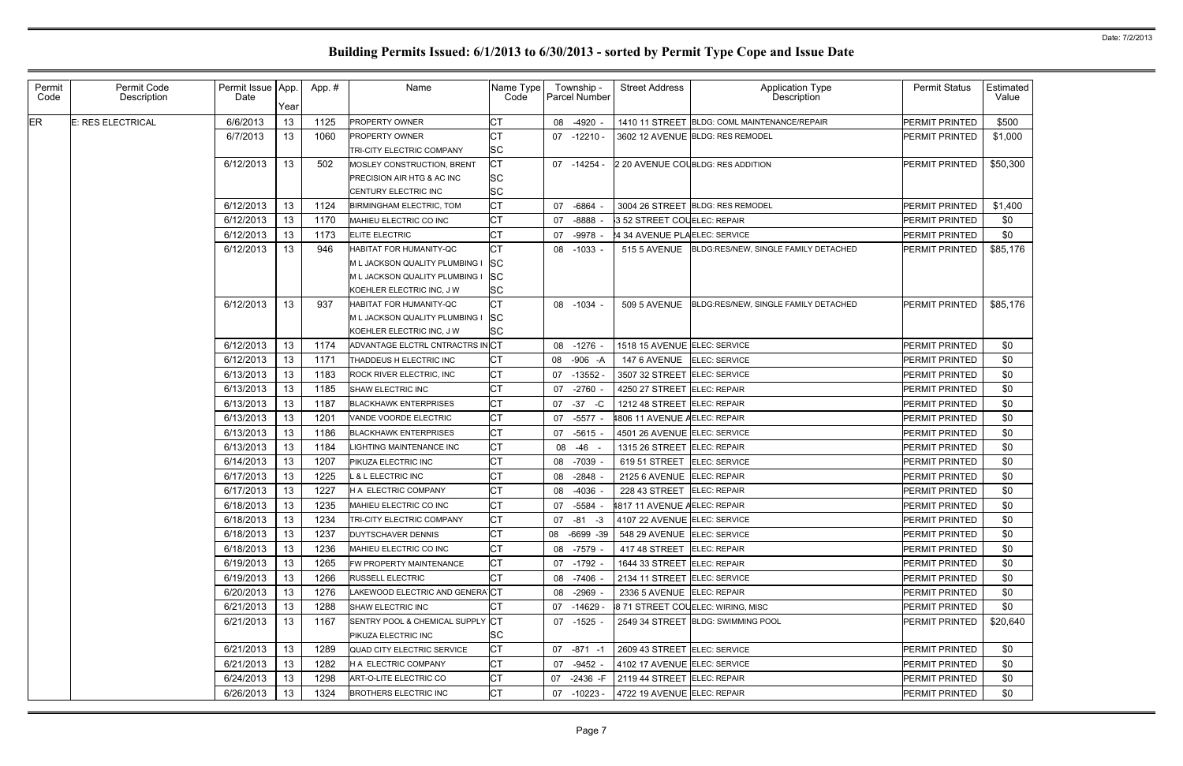# Building Permits Issued: 6/1/2013 to 6/30/2013 - sorted by Permit Type Cope and Issue Date

| Permit Code | Permit Code Description | Permit Issue Date | App. Year | App. # | Name | Name Type Code | Township - Parcel Number | Street Address | Application Type Description | Permit Status | Estimated Value |
|---|---|---|---|---|---|---|---|---|---|---|---|
| ER | E: RES ELECTRICAL | 6/6/2013 | 13 | 1125 | PROPERTY OWNER | CT | 08 -4920 - | 1410 11 STREET | BLDG: COML MAINTENANCE/REPAIR | PERMIT PRINTED | $500 |
| | | 6/7/2013 | 13 | 1060 | PROPERTY OWNER | CT | 07 -12210 - | 3602 12 AVENUE | BLDG: RES REMODEL | PERMIT PRINTED | $1,000 |
| | | | | | TRI-CITY ELECTRIC COMPANY | SC | | | | | |
| | | 6/12/2013 | 13 | 502 | MOSLEY CONSTRUCTION, BRENT | CT | 07 -14254 - | 2 20 AVENUE COU | BLDG: RES ADDITION | PERMIT PRINTED | $50,300 |
| | | | | | PRECISION AIR HTG & AC INC | SC | | | | | |
| | | | | | CENTURY ELECTRIC INC | SC | | | | | |
| | | 6/12/2013 | 13 | 1124 | BIRMINGHAM ELECTRIC, TOM | CT | 07 -6864 - | 3004 26 STREET | BLDG: RES REMODEL | PERMIT PRINTED | $1,400 |
| | | 6/12/2013 | 13 | 1170 | MAHIEU ELECTRIC CO INC | CT | 07 -8888 - | 3 52 STREET COU | ELEC: REPAIR | PERMIT PRINTED | $0 |
| | | 6/12/2013 | 13 | 1173 | ELITE ELECTRIC | CT | 07 -9978 - | 4 34 AVENUE PLA | ELEC: SERVICE | PERMIT PRINTED | $0 |
| | | 6/12/2013 | 13 | 946 | HABITAT FOR HUMANITY-QC | CT | 08 -1033 - | 515 5 AVENUE | BLDG:RES/NEW, SINGLE FAMILY DETACHED | PERMIT PRINTED | $85,176 |
| | | | | | M L JACKSON QUALITY PLUMBING I | SC | | | | | |
| | | | | | M L JACKSON QUALITY PLUMBING I | SC | | | | | |
| | | | | | KOEHLER ELECTRIC INC, J W | SC | | | | | |
| | | 6/12/2013 | 13 | 937 | HABITAT FOR HUMANITY-QC | CT | 08 -1034 - | 509 5 AVENUE | BLDG:RES/NEW, SINGLE FAMILY DETACHED | PERMIT PRINTED | $85,176 |
| | | | | | M L JACKSON QUALITY PLUMBING I | SC | | | | | |
| | | | | | KOEHLER ELECTRIC INC, J W | SC | | | | | |
| | | 6/12/2013 | 13 | 1174 | ADVANTAGE ELCTRL CNTRACTRS IN | CT | 08 -1276 - | 1518 15 AVENUE | ELEC: SERVICE | PERMIT PRINTED | $0 |
| | | 6/12/2013 | 13 | 1171 | THADDEUS H ELECTRIC INC | CT | 08 -906 -A | 147 6 AVENUE | ELEC: SERVICE | PERMIT PRINTED | $0 |
| | | 6/13/2013 | 13 | 1183 | ROCK RIVER ELECTRIC, INC | CT | 07 -13552 - | 3507 32 STREET | ELEC: SERVICE | PERMIT PRINTED | $0 |
| | | 6/13/2013 | 13 | 1185 | SHAW ELECTRIC INC | CT | 07 -2760 - | 4250 27 STREET | ELEC: REPAIR | PERMIT PRINTED | $0 |
| | | 6/13/2013 | 13 | 1187 | BLACKHAWK ENTERPRISES | CT | 07 -37 -C | 1212 48 STREET | ELEC: REPAIR | PERMIT PRINTED | $0 |
| | | 6/13/2013 | 13 | 1201 | VANDE VOORDE ELECTRIC | CT | 07 -5577 - | 4806 11 AVENUE A | ELEC: REPAIR | PERMIT PRINTED | $0 |
| | | 6/13/2013 | 13 | 1186 | BLACKHAWK ENTERPRISES | CT | 07 -5615 - | 4501 26 AVENUE | ELEC: SERVICE | PERMIT PRINTED | $0 |
| | | 6/13/2013 | 13 | 1184 | LIGHTING MAINTENANCE INC | CT | 08 -46 - | 1315 26 STREET | ELEC: REPAIR | PERMIT PRINTED | $0 |
| | | 6/14/2013 | 13 | 1207 | PIKUZA ELECTRIC INC | CT | 08 -7039 - | 619 51 STREET | ELEC: SERVICE | PERMIT PRINTED | $0 |
| | | 6/17/2013 | 13 | 1225 | L & L ELECTRIC INC | CT | 08 -2848 - | 2125 6 AVENUE | ELEC: REPAIR | PERMIT PRINTED | $0 |
| | | 6/17/2013 | 13 | 1227 | H A ELECTRIC COMPANY | CT | 08 -4036 - | 228 43 STREET | ELEC: REPAIR | PERMIT PRINTED | $0 |
| | | 6/18/2013 | 13 | 1235 | MAHIEU ELECTRIC CO INC | CT | 07 -5584 - | 4817 11 AVENUE A | ELEC: REPAIR | PERMIT PRINTED | $0 |
| | | 6/18/2013 | 13 | 1234 | TRI-CITY ELECTRIC COMPANY | CT | 07 -81 -3 | 4107 22 AVENUE | ELEC: SERVICE | PERMIT PRINTED | $0 |
| | | 6/18/2013 | 13 | 1237 | DUYTSCHAVER DENNIS | CT | 08 -6699 -39 | 548 29 AVENUE | ELEC: SERVICE | PERMIT PRINTED | $0 |
| | | 6/18/2013 | 13 | 1236 | MAHIEU ELECTRIC CO INC | CT | 08 -7579 - | 417 48 STREET | ELEC: REPAIR | PERMIT PRINTED | $0 |
| | | 6/19/2013 | 13 | 1265 | FW PROPERTY MAINTENANCE | CT | 07 -1792 - | 1644 33 STREET | ELEC: REPAIR | PERMIT PRINTED | $0 |
| | | 6/19/2013 | 13 | 1266 | RUSSELL ELECTRIC | CT | 08 -7406 - | 2134 11 STREET | ELEC: SERVICE | PERMIT PRINTED | $0 |
| | | 6/20/2013 | 13 | 1276 | LAKEWOOD ELECTRIC AND GENERA | CT | 08 -2969 - | 2336 5 AVENUE | ELEC: REPAIR | PERMIT PRINTED | $0 |
| | | 6/21/2013 | 13 | 1288 | SHAW ELECTRIC INC | CT | 07 -14629 - | 8 71 STREET COU | ELEC: WIRING, MISC | PERMIT PRINTED | $0 |
| | | 6/21/2013 | 13 | 1167 | SENTRY POOL & CHEMICAL SUPPLY | CT | 07 -1525 - | 2549 34 STREET | BLDG: SWIMMING POOL | PERMIT PRINTED | $20,640 |
| | | | | | PIKUZA ELECTRIC INC | SC | | | | | |
| | | 6/21/2013 | 13 | 1289 | QUAD CITY ELECTRIC SERVICE | CT | 07 -871 -1 | 2609 43 STREET | ELEC: SERVICE | PERMIT PRINTED | $0 |
| | | 6/21/2013 | 13 | 1282 | H A ELECTRIC COMPANY | CT | 07 -9452 - | 4102 17 AVENUE | ELEC: SERVICE | PERMIT PRINTED | $0 |
| | | 6/24/2013 | 13 | 1298 | ART-O-LITE ELECTRIC CO | CT | 07 -2436 -F | 2119 44 STREET | ELEC: REPAIR | PERMIT PRINTED | $0 |
| | | 6/26/2013 | 13 | 1324 | BROTHERS ELECTRIC INC | CT | 07 -10223 - | 4722 19 AVENUE | ELEC: REPAIR | PERMIT PRINTED | $0 |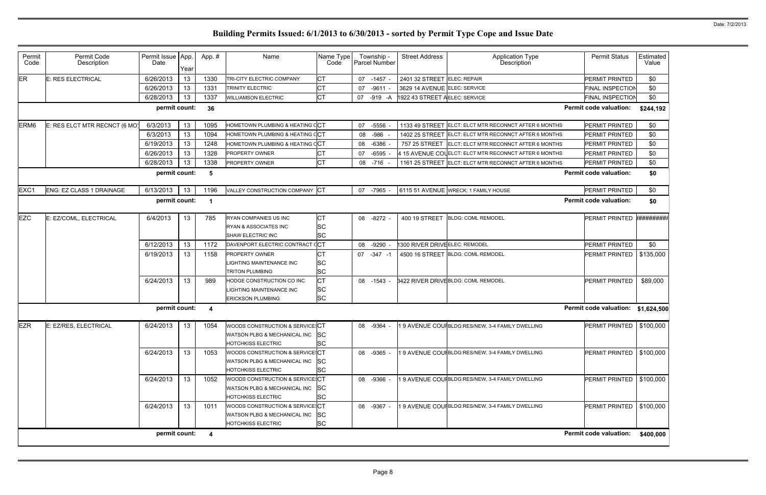# Building Permits Issued: 6/1/2013 to 6/30/2013 - sorted by Permit Type Cope and Issue Date

| Permit Code | Permit Code Description | Permit Issue Date | App. Year | App. # | Name | Name Type Code | Township - Parcel Number | Street Address | Application Type Description | Permit Status | Estimated Value |
|---|---|---|---|---|---|---|---|---|---|---|---|
| ER | E: RES ELECTRICAL | 6/26/2013 | 13 | 1330 | TRI-CITY ELECTRIC COMPANY | CT | 07 -1457 - | 2401 32 STREET | ELEC: REPAIR | PERMIT PRINTED | $0 |
| | | 6/26/2013 | 13 | 1331 | TRINITY ELECTRIC | CT | 07 -9611 - | 3629 14 AVENUE | ELEC: SERVICE | FINAL INSPECTION | $0 |
| | | 6/28/2013 | 13 | 1337 | WILLIAMSON ELECTRIC | CT | 07 -919 -A | 1922 43 STREET A | ELEC: SERVICE | FINAL INSPECTION | $0 |
| | | **permit count:** | | **36** | | | | | | **Permit code valuation:** | **$244,192** |
| ERM6 | E: RES ELCT MTR RECNCT (6 MO) | 6/3/2013 | 13 | 1095 | HOMETOWN PLUMBING & HEATING C | CT | 07 -5556 - | 1133 49 STREET | ELCT: ELCT MTR RECONNCT AFTER 6 MONTHS | PERMIT PRINTED | $0 |
| | | 6/3/2013 | 13 | 1094 | HOMETOWN PLUMBING & HEATING C | CT | 08 -986 - | 1402 25 STREET | ELCT: ELCT MTR RECONNCT AFTER 6 MONTHS | PERMIT PRINTED | $0 |
| | | 6/19/2013 | 13 | 1248 | HOMETOWN PLUMBING & HEATING C | CT | 08 -6386 - | 757 25 STREET | ELCT: ELCT MTR RECONNCT AFTER 6 MONTHS | PERMIT PRINTED | $0 |
| | | 6/26/2013 | 13 | 1328 | PROPERTY OWNER | CT | 07 -6595 - | 4 15 AVENUE COU | ELCT: ELCT MTR RECONNCT AFTER 6 MONTHS | PERMIT PRINTED | $0 |
| | | 6/28/2013 | 13 | 1338 | PROPERTY OWNER | CT | 08 -716 - | 1161 25 STREET | ELCT: ELCT MTR RECONNCT AFTER 6 MONTHS | PERMIT PRINTED | $0 |
| | | **permit count:** | | **5** | | | | | | **Permit code valuation:** | **$0** |
| EXC1 | ENG: EZ CLASS 1 DRAINAGE | 6/13/2013 | 13 | 1196 | VALLEY CONSTRUCTION COMPANY | CT | 07 -7965 - | 6115 51 AVENUE | WRECK: 1 FAMILY HOUSE | PERMIT PRINTED | $0 |
| | | **permit count:** | | **1** | | | | | | **Permit code valuation:** | **$0** |
| EZC | E: EZ/COML, ELECTRICAL | 6/4/2013 | 13 | 785 | RYAN COMPANIES US INC | CT | 08 -8272 - | 400 19 STREET | BLDG: COML REMODEL | PERMIT PRINTED | ######### |
| | | | | | RYAN & ASSOCIATES INC | SC | | | | | |
| | | | | | SHAW ELECTRIC INC | SC | | | | | |
| | | 6/12/2013 | 13 | 1172 | DAVENPORT ELECTRIC CONTRACT C | CT | 08 -9290 - | 1300 RIVER DRIVE | ELEC: REMODEL | PERMIT PRINTED | $0 |
| | | 6/19/2013 | 13 | 1158 | PROPERTY OWNER | CT | 07 -347 -1 | 4500 16 STREET | BLDG: COML REMODEL | PERMIT PRINTED | $135,000 |
| | | | | | LIGHTING MAINTENANCE INC | SC | | | | | |
| | | | | | TRITON PLUMBING | SC | | | | | |
| | | 6/24/2013 | 13 | 989 | HODGE CONSTRUCTION CO INC | CT | 08 -1543 - | 3422 RIVER DRIVE | BLDG: COML REMODEL | PERMIT PRINTED | $89,000 |
| | | | | | LIGHTING MAINTENANCE INC | SC | | | | | |
| | | | | | ERICKSON PLUMBING | SC | | | | | |
| | | **permit count:** | | **4** | | | | | | **Permit code valuation:** | **$1,624,500** |
| EZR | E: EZ/RES, ELECTRICAL | 6/24/2013 | 13 | 1054 | WOODS CONSTRUCTION & SERVICES | CT | 08 -9364 - | 1 9 AVENUE COUR | BLDG:RES/NEW, 3-4 FAMILY DWELLING | PERMIT PRINTED | $100,000 |
| | | | | | WATSON PLBG & MECHANICAL INC | SC | | | | | |
| | | | | | HOTCHKISS ELECTRIC | SC | | | | | |
| | | 6/24/2013 | 13 | 1053 | WOODS CONSTRUCTION & SERVICES | CT | 08 -9365 - | 1 9 AVENUE COUR | BLDG:RES/NEW, 3-4 FAMILY DWELLING | PERMIT PRINTED | $100,000 |
| | | | | | WATSON PLBG & MECHANICAL INC | SC | | | | | |
| | | | | | HOTCHKISS ELECTRIC | SC | | | | | |
| | | 6/24/2013 | 13 | 1052 | WOODS CONSTRUCTION & SERVICES | CT | 08 -9366 - | 1 9 AVENUE COUR | BLDG:RES/NEW, 3-4 FAMILY DWELLING | PERMIT PRINTED | $100,000 |
| | | | | | WATSON PLBG & MECHANICAL INC | SC | | | | | |
| | | | | | HOTCHKISS ELECTRIC | SC | | | | | |
| | | 6/24/2013 | 13 | 1011 | WOODS CONSTRUCTION & SERVICES | CT | 08 -9367 - | 1 9 AVENUE COUR | BLDG:RES/NEW, 3-4 FAMILY DWELLING | PERMIT PRINTED | $100,000 |
| | | | | | WATSON PLBG & MECHANICAL INC | SC | | | | | |
| | | | | | HOTCHKISS ELECTRIC | SC | | | | | |
| | | **permit count:** | | **4** | | | | | | **Permit code valuation:** | **$400,000** |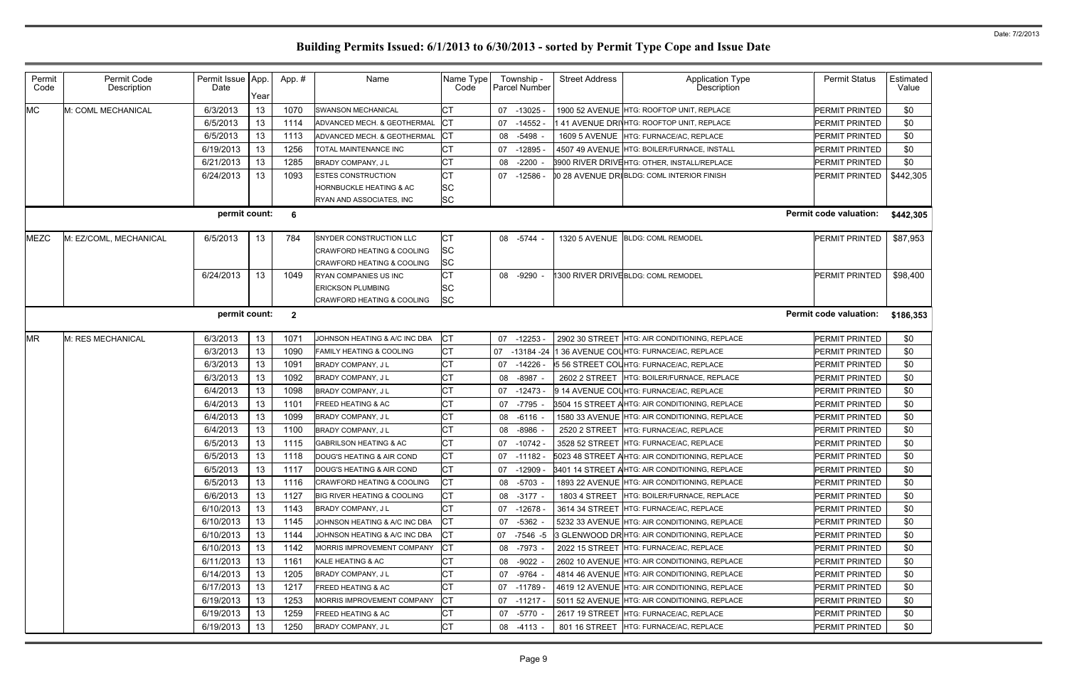# Building Permits Issued: 6/1/2013 to 6/30/2013 - sorted by Permit Type Cope and Issue Date

Date: 7/2/2013

| Permit Code | Permit Code Description | Permit Issue Date | App. Year | App. # | Name | Name Type Code | Township - Parcel Number | Street Address | Application Type Description | Permit Status | Estimated Value |
|---|---|---|---|---|---|---|---|---|---|---|---|
| MC | M: COML MECHANICAL | 6/3/2013 | 13 | 1070 | SWANSON MECHANICAL | CT | 07 -13025 - | 1900 52 AVENUE | HTG: ROOFTOP UNIT, REPLACE | PERMIT PRINTED | $0 |
| | | 6/5/2013 | 13 | 1114 | ADVANCED MECH. & GEOTHERMAL | CT | 07 -14552 - | 1 41 AVENUE DRI | HTG: ROOFTOP UNIT, REPLACE | PERMIT PRINTED | $0 |
| | | 6/5/2013 | 13 | 1113 | ADVANCED MECH. & GEOTHERMAL | CT | 08 -5498 - | 1609 5 AVENUE | HTG: FURNACE/AC, REPLACE | PERMIT PRINTED | $0 |
| | | 6/19/2013 | 13 | 1256 | TOTAL MAINTENANCE INC | CT | 07 -12895 - | 4507 49 AVENUE | HTG: BOILER/FURNACE, INSTALL | PERMIT PRINTED | $0 |
| | | 6/21/2013 | 13 | 1285 | BRADY COMPANY, J L | CT | 08 -2200 - | 3900 RIVER DRIVE | HTG: OTHER, INSTALL/REPLACE | PERMIT PRINTED | $0 |
| | | 6/24/2013 | 13 | 1093 | ESTES CONSTRUCTION | CT | 07 -12586 - | 00 28 AVENUE DRI | BLDG: COML INTERIOR FINISH | PERMIT PRINTED | $442,305 |
| | | | | | HORNBUCKLE HEATING & AC | SC | | | | | |
| | | | | | RYAN AND ASSOCIATES, INC | SC | | | | | |
| | | permit count: | | 6 | | | | | | Permit code valuation: | $442,305 |
| MEZC | M: EZ/COML, MECHANICAL | 6/5/2013 | 13 | 784 | SNYDER CONSTRUCTION LLC | CT | 08 -5744 - | 1320 5 AVENUE | BLDG: COML REMODEL | PERMIT PRINTED | $87,953 |
| | | | | | CRAWFORD HEATING & COOLING | SC | | | | | |
| | | | | | CRAWFORD HEATING & COOLING | SC | | | | | |
| | | 6/24/2013 | 13 | 1049 | RYAN COMPANIES US INC | CT | 08 -9290 - | 1300 RIVER DRIVE | BLDG: COML REMODEL | PERMIT PRINTED | $98,400 |
| | | | | | ERICKSON PLUMBING | SC | | | | | |
| | | | | | CRAWFORD HEATING & COOLING | SC | | | | | |
| | | permit count: | | 2 | | | | | | Permit code valuation: | $186,353 |
| MR | M: RES MECHANICAL | 6/3/2013 | 13 | 1071 | JOHNSON HEATING & A/C INC DBA | CT | 07 -12253 - | 2902 30 STREET | HTG: AIR CONDITIONING, REPLACE | PERMIT PRINTED | $0 |
| | | 6/3/2013 | 13 | 1090 | FAMILY HEATING & COOLING | CT | 07 -13184 -24 | 1 36 AVENUE COU | HTG: FURNACE/AC, REPLACE | PERMIT PRINTED | $0 |
| | | 6/3/2013 | 13 | 1091 | BRADY COMPANY, J L | CT | 07 -14226 - | 5 56 STREET COU | HTG: FURNACE/AC, REPLACE | PERMIT PRINTED | $0 |
| | | 6/3/2013 | 13 | 1092 | BRADY COMPANY, J L | CT | 08 -8987 - | 2602 2 STREET | HTG: BOILER/FURNACE, REPLACE | PERMIT PRINTED | $0 |
| | | 6/4/2013 | 13 | 1098 | BRADY COMPANY, J L | CT | 07 -12473 - | 9 14 AVENUE COU | HTG: FURNACE/AC, REPLACE | PERMIT PRINTED | $0 |
| | | 6/4/2013 | 13 | 1101 | FREED HEATING & AC | CT | 07 -7795 - | 3504 15 STREET A | HTG: AIR CONDITIONING, REPLACE | PERMIT PRINTED | $0 |
| | | 6/4/2013 | 13 | 1099 | BRADY COMPANY, J L | CT | 08 -6116 - | 1580 33 AVENUE | HTG: AIR CONDITIONING, REPLACE | PERMIT PRINTED | $0 |
| | | 6/4/2013 | 13 | 1100 | BRADY COMPANY, J L | CT | 08 -8986 - | 2520 2 STREET | HTG: FURNACE/AC, REPLACE | PERMIT PRINTED | $0 |
| | | 6/5/2013 | 13 | 1115 | GABRILSON HEATING & AC | CT | 07 -10742 - | 3528 52 STREET | HTG: FURNACE/AC, REPLACE | PERMIT PRINTED | $0 |
| | | 6/5/2013 | 13 | 1118 | DOUG'S HEATING & AIR COND | CT | 07 -11182 - | 5023 48 STREET A | HTG: AIR CONDITIONING, REPLACE | PERMIT PRINTED | $0 |
| | | 6/5/2013 | 13 | 1117 | DOUG'S HEATING & AIR COND | CT | 07 -12909 - | 3401 14 STREET A | HTG: AIR CONDITIONING, REPLACE | PERMIT PRINTED | $0 |
| | | 6/5/2013 | 13 | 1116 | CRAWFORD HEATING & COOLING | CT | 08 -5703 - | 1893 22 AVENUE | HTG: AIR CONDITIONING, REPLACE | PERMIT PRINTED | $0 |
| | | 6/6/2013 | 13 | 1127 | BIG RIVER HEATING & COOLING | CT | 08 -3177 - | 1803 4 STREET | HTG: BOILER/FURNACE, REPLACE | PERMIT PRINTED | $0 |
| | | 6/10/2013 | 13 | 1143 | BRADY COMPANY, J L | CT | 07 -12678 - | 3614 34 STREET | HTG: FURNACE/AC, REPLACE | PERMIT PRINTED | $0 |
| | | 6/10/2013 | 13 | 1145 | JOHNSON HEATING & A/C INC DBA | CT | 07 -5362 - | 5232 33 AVENUE | HTG: AIR CONDITIONING, REPLACE | PERMIT PRINTED | $0 |
| | | 6/10/2013 | 13 | 1144 | JOHNSON HEATING & A/C INC DBA | CT | 07 -7546 -5 | 3 GLENWOOD DR | HTG: AIR CONDITIONING, REPLACE | PERMIT PRINTED | $0 |
| | | 6/10/2013 | 13 | 1142 | MORRIS IMPROVEMENT COMPANY | CT | 08 -7973 - | 2022 15 STREET | HTG: FURNACE/AC, REPLACE | PERMIT PRINTED | $0 |
| | | 6/11/2013 | 13 | 1161 | KALE HEATING & AC | CT | 08 -9022 - | 2602 10 AVENUE | HTG: AIR CONDITIONING, REPLACE | PERMIT PRINTED | $0 |
| | | 6/14/2013 | 13 | 1205 | BRADY COMPANY, J L | CT | 07 -9764 - | 4814 46 AVENUE | HTG: AIR CONDITIONING, REPLACE | PERMIT PRINTED | $0 |
| | | 6/17/2013 | 13 | 1217 | FREED HEATING & AC | CT | 07 -11789 - | 4619 12 AVENUE | HTG: AIR CONDITIONING, REPLACE | PERMIT PRINTED | $0 |
| | | 6/19/2013 | 13 | 1253 | MORRIS IMPROVEMENT COMPANY | CT | 07 -11217 - | 5011 52 AVENUE | HTG: AIR CONDITIONING, REPLACE | PERMIT PRINTED | $0 |
| | | 6/19/2013 | 13 | 1259 | FREED HEATING & AC | CT | 07 -5770 - | 2617 19 STREET | HTG: FURNACE/AC, REPLACE | PERMIT PRINTED | $0 |
| | | 6/19/2013 | 13 | 1250 | BRADY COMPANY, J L | CT | 08 -4113 - | 801 16 STREET | HTG: FURNACE/AC, REPLACE | PERMIT PRINTED | $0 |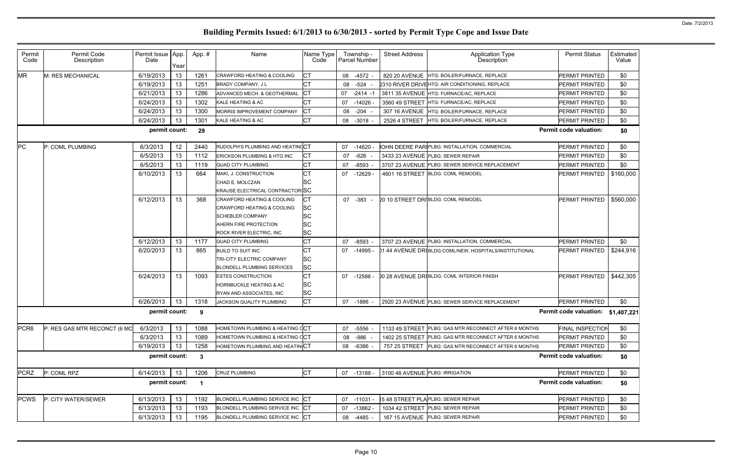# Building Permits Issued: 6/1/2013 to 6/30/2013 - sorted by Permit Type Cope and Issue Date

Date: 7/2/2013

| Permit Code | Permit Code Description | Permit Issue Date | App. Year | App. # | Name | Name Type Code | Township - Parcel Number | Street Address | Application Type Description | Permit Status | Estimated Value |
|---|---|---|---|---|---|---|---|---|---|---|---|
| MR | M: RES MECHANICAL | 6/19/2013 | 13 | 1261 | CRAWFORD HEATING & COOLING | CT | 08 -4572 - | 820 20 AVENUE | HTG: BOILER/FURNACE, REPLACE | PERMIT PRINTED | $0 |
| | | 6/19/2013 | 13 | 1251 | BRADY COMPANY, J L | CT | 08 -524 - | 2310 RIVER DRIVE | HTG: AIR CONDITIONING, REPLACE | PERMIT PRINTED | $0 |
| | | 6/21/2013 | 13 | 1286 | ADVANCED MECH. & GEOTHERMAL | CT | 07 -2414 -1 | 3811 35 AVENUE | HTG: FURNACE/AC, REPLACE | PERMIT PRINTED | $0 |
| | | 6/24/2013 | 13 | 1302 | KALE HEATING & AC | CT | 07 -14026 - | 3560 49 STREET | HTG: FURNACE/AC, REPLACE | PERMIT PRINTED | $0 |
| | | 6/24/2013 | 13 | 1300 | MORRIS IMPROVEMENT COMPANY | CT | 08 -204 - | 307 16 AVENUE | HTG: BOILER/FURNACE, REPLACE | PERMIT PRINTED | $0 |
| | | 6/24/2013 | 13 | 1301 | KALE HEATING & AC | CT | 08 -3018 - | 2526 4 STREET | HTG: BOILER/FURNACE, REPLACE | PERMIT PRINTED | $0 |
| | | **permit count:** | | **29** | | | | | | **Permit code valuation:** | **$0** |
| PC | P: COML PLUMBING | 6/3/2013 | 12 | 2440 | RUDOLPH'S PLUMBING AND HEATING | CT | 07 -14620 - | JOHN DEERE PARI | PLBG: INSTALLATION, COMMERCIAL | PERMIT PRINTED | $0 |
| | | 6/5/2013 | 13 | 1112 | ERICKSON PLUMBING & HTG INC | CT | 07 -626 - | 3433 23 AVENUE | PLBG: SEWER REPAIR | PERMIT PRINTED | $0 |
| | | 6/5/2013 | 13 | 1119 | QUAD CITY PLUMBING | CT | 07 -8593 - | 3707 23 AVENUE | PLBG: SEWER SERVICE REPLACEMENT | PERMIT PRINTED | $0 |
| | | 6/10/2013 | 13 | 664 | MAKI, J. CONSTRUCTION | CT | 07 -12629 - | 4601 16 STREET | BLDG: COML REMODEL | PERMIT PRINTED | $160,000 |
| | | | | | CHAD E. MOLCZAN | SC | | | | | |
| | | | | | KRAUSE ELECTRICAL CONTRACTORS | SC | | | | | |
| | | 6/12/2013 | 13 | 368 | CRAWFORD HEATING & COOLING | CT | 07 -383 - | 20 10 STREET DRI | BLDG: COML REMODEL | PERMIT PRINTED | $560,000 |
| | | | | | CRAWFORD HEATING & COOLING | SC | | | | | |
| | | | | | SCHEBLER COMPANY | SC | | | | | |
| | | | | | AHERN FIRE PROTECTION | SC | | | | | |
| | | | | | ROCK RIVER ELECTRIC, INC | SC | | | | | |
| | | 6/12/2013 | 13 | 1177 | QUAD CITY PLUMBING | CT | 07 -8593 - | 3707 23 AVENUE | PLBG: INSTALLATION, COMMERCIAL | PERMIT PRINTED | $0 |
| | | 6/20/2013 | 13 | 865 | BUILD TO SUIT INC | CT | 07 -14995 - | 01 44 AVENUE DRI | BLDG:COML/NEW, HOSPITALS/INSTITUTIONAL | PERMIT PRINTED | $244,916 |
| | | | | | TRI-CITY ELECTRIC COMPANY | SC | | | | | |
| | | | | | BLONDELL PLUMBING SERVICES | SC | | | | | |
| | | 6/24/2013 | 13 | 1093 | ESTES CONSTRUCTION | CT | 07 -12586 - | 00 28 AVENUE DRI | BLDG: COML INTERIOR FINISH | PERMIT PRINTED | $442,305 |
| | | | | | HORNBUCKLE HEATING & AC | SC | | | | | |
| | | | | | RYAN AND ASSOCIATES, INC | SC | | | | | |
| | | 6/26/2013 | 13 | 1318 | JACKSON QUALITY PLUMBING | CT | 07 -1886 - | 2920 23 AVENUE | PLBG: SEWER SERVICE REPLACEMENT | PERMIT PRINTED | $0 |
| | | **permit count:** | | **9** | | | | | | **Permit code valuation:** | **$1,407,221** |
| PCR6 | P: RES GAS MTR RECONCT (6 MO | 6/3/2013 | 13 | 1088 | HOMETOWN PLUMBING & HEATING C | CT | 07 -5556 - | 1133 49 STREET | PLBG: GAS MTR RECONNECT AFTER 6 MONTHS | FINAL INSPECTION | $0 |
| | | 6/3/2013 | 13 | 1089 | HOMETOWN PLUMBING & HEATING C | CT | 08 -986 - | 1402 25 STREET | PLBG: GAS MTR RECONNECT AFTER 6 MONTHS | PERMIT PRINTED | $0 |
| | | 6/19/2013 | 13 | 1258 | HOMETOWN PLUMBING AND HEATING | CT | 08 -6386 - | 757 25 STREET | PLBG: GAS MTR RECONNECT AFTER 6 MONTHS | PERMIT PRINTED | $0 |
| | | **permit count:** | | **3** | | | | | | **Permit code valuation:** | **$0** |
| PCRZ | P: COML RPZ | 6/14/2013 | 13 | 1206 | CRUZ PLUMBING | CT | 07 -13188 - | 3100 48 AVENUE | PLBG: IRRIGATION | PERMIT PRINTED | $0 |
| | | **permit count:** | | **1** | | | | | | **Permit code valuation:** | **$0** |
| PCWS | P: CITY WATER/SEWER | 6/13/2013 | 13 | 1192 | BLONDELL PLUMBING SERVICE INC | CT | 07 -11031 - | 5 48 STREET PLA | PLBG: SEWER REPAIR | PERMIT PRINTED | $0 |
| | | 6/13/2013 | 13 | 1193 | BLONDELL PLUMBING SERVICE INC | CT | 07 -13862 - | 1034 42 STREET | PLBG: SEWER REPAIR | PERMIT PRINTED | $0 |
| | | 6/13/2013 | 13 | 1195 | BLONDELL PLUMBING SERVICE INC | CT | 08 -4485 - | 167 15 AVENUE | PLBG: SEWER REPAIR | PERMIT PRINTED | $0 |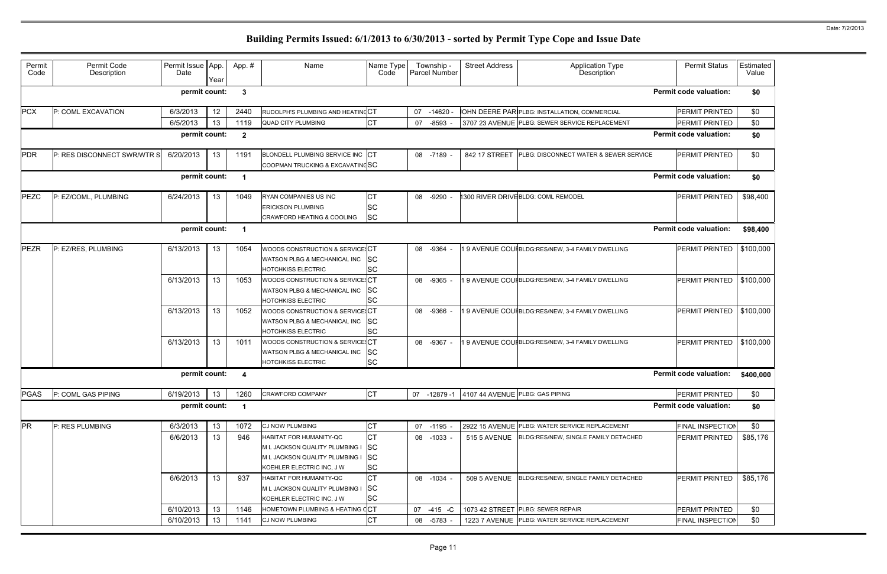# Building Permits Issued: 6/1/2013 to 6/30/2013 - sorted by Permit Type Cope and Issue Date

| Permit Code | Permit Code Description | Permit Issue Date | App. Year | App. # | Name | Name Type Code | Township - Parcel Number | Street Address | Application Type Description | Permit Status | Estimated Value |
|---|---|---|---|---|---|---|---|---|---|---|---|
| | | permit count: | | 3 | | | | | | Permit code valuation: | $0 |
| PCX | P: COML EXCAVATION | 6/3/2013 | 12 | 2440 | RUDOLPH'S PLUMBING AND HEATING | CT | 07 -14620 - | JOHN DEERE PARI | PLBG: INSTALLATION, COMMERCIAL | PERMIT PRINTED | $0 |
| | | 6/5/2013 | 13 | 1119 | QUAD CITY PLUMBING | CT | 07 -8593 - | 3707 23 AVENUE | PLBG: SEWER SERVICE REPLACEMENT | PERMIT PRINTED | $0 |
| | | permit count: | | 2 | | | | | | Permit code valuation: | $0 |
| PDR | P: RES DISCONNECT SWR/WTR S | 6/20/2013 | 13 | 1191 | BLONDELL PLUMBING SERVICE INC<br>COOPMAN TRUCKING & EXCAVATING | CT<br>SC | 08 -7189 - | 842 17 STREET | PLBG: DISCONNECT WATER & SEWER SERVICE | PERMIT PRINTED | $0 |
| | | permit count: | | 1 | | | | | | Permit code valuation: | $0 |
| PEZC | P: EZ/COML, PLUMBING | 6/24/2013 | 13 | 1049 | RYAN COMPANIES US INC<br>ERICKSON PLUMBING<br>CRAWFORD HEATING & COOLING | CT<br>SC<br>SC | 08 -9290 - | 1300 RIVER DRIVE | BLDG: COML REMODEL | PERMIT PRINTED | $98,400 |
| | | permit count: | | 1 | | | | | | Permit code valuation: | $98,400 |
| PEZR | P: EZ/RES, PLUMBING | 6/13/2013 | 13 | 1054 | WOODS CONSTRUCTION & SERVICES<br>WATSON PLBG & MECHANICAL INC<br>HOTCHKISS ELECTRIC | CT<br>SC<br>SC | 08 -9364 - | 1 9 AVENUE COUI | BLDG:RES/NEW, 3-4 FAMILY DWELLING | PERMIT PRINTED | $100,000 |
| | | 6/13/2013 | 13 | 1053 | WOODS CONSTRUCTION & SERVICES<br>WATSON PLBG & MECHANICAL INC<br>HOTCHKISS ELECTRIC | CT<br>SC<br>SC | 08 -9365 - | 1 9 AVENUE COUI | BLDG:RES/NEW, 3-4 FAMILY DWELLING | PERMIT PRINTED | $100,000 |
| | | 6/13/2013 | 13 | 1052 | WOODS CONSTRUCTION & SERVICES<br>WATSON PLBG & MECHANICAL INC<br>HOTCHKISS ELECTRIC | CT<br>SC<br>SC | 08 -9366 - | 1 9 AVENUE COUI | BLDG:RES/NEW, 3-4 FAMILY DWELLING | PERMIT PRINTED | $100,000 |
| | | 6/13/2013 | 13 | 1011 | WOODS CONSTRUCTION & SERVICES<br>WATSON PLBG & MECHANICAL INC<br>HOTCHKISS ELECTRIC | CT<br>SC<br>SC | 08 -9367 - | 1 9 AVENUE COUI | BLDG:RES/NEW, 3-4 FAMILY DWELLING | PERMIT PRINTED | $100,000 |
| | | permit count: | | 4 | | | | | | Permit code valuation: | $400,000 |
| PGAS | P: COML GAS PIPING | 6/19/2013 | 13 | 1260 | CRAWFORD COMPANY | CT | 07 -12879 -1 | 4107 44 AVENUE | PLBG: GAS PIPING | PERMIT PRINTED | $0 |
| | | permit count: | | 1 | | | | | | Permit code valuation: | $0 |
| PR | P: RES PLUMBING | 6/3/2013 | 13 | 1072 | CJ NOW PLUMBING | CT | 07 -1195 - | 2922 15 AVENUE | PLBG: WATER SERVICE REPLACEMENT | FINAL INSPECTION | $0 |
| | | 6/6/2013 | 13 | 946 | HABITAT FOR HUMANITY-QC<br>M L JACKSON QUALITY PLUMBING I<br>M L JACKSON QUALITY PLUMBING I<br>KOEHLER ELECTRIC INC, J W | CT<br>SC<br>SC<br>SC | 08 -1033 - | 515 5 AVENUE | BLDG:RES/NEW, SINGLE FAMILY DETACHED | PERMIT PRINTED | $85,176 |
| | | 6/6/2013 | 13 | 937 | HABITAT FOR HUMANITY-QC<br>M L JACKSON QUALITY PLUMBING I<br>KOEHLER ELECTRIC INC, J W | CT<br>SC<br>SC | 08 -1034 - | 509 5 AVENUE | BLDG:RES/NEW, SINGLE FAMILY DETACHED | PERMIT PRINTED | $85,176 |
| | | 6/10/2013 | 13 | 1146 | HOMETOWN PLUMBING & HEATING C | CT | 07 -415 -C | 1073 42 STREET | PLBG: SEWER REPAIR | PERMIT PRINTED | $0 |
| | | 6/10/2013 | 13 | 1141 | CJ NOW PLUMBING | CT | 08 -5783 - | 1223 7 AVENUE | PLBG: WATER SERVICE REPLACEMENT | FINAL INSPECTION | $0 |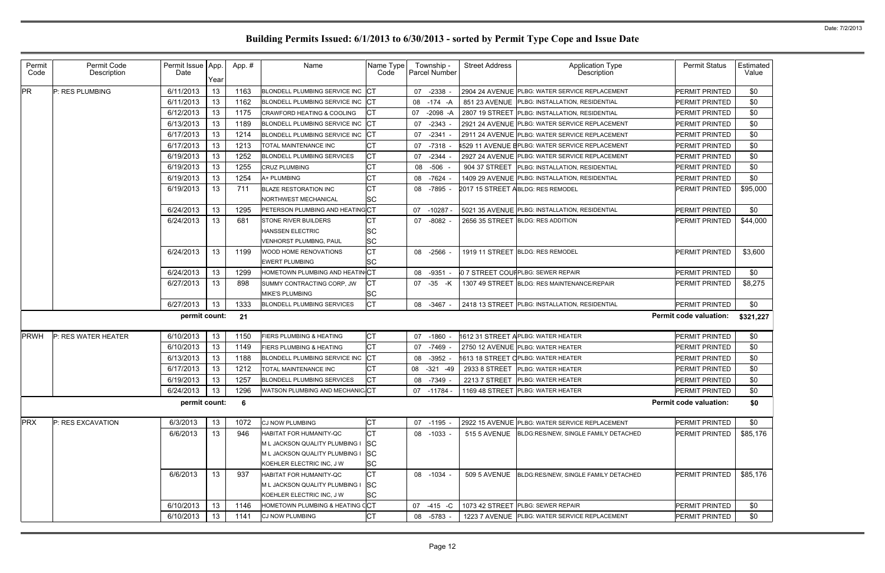# Building Permits Issued: 6/1/2013 to 6/30/2013 - sorted by Permit Type Cope and Issue Date

| Permit Code | Permit Code Description | Permit Issue Date | App. Year | App. # | Name | Name Type Code | Township - Parcel Number | Street Address | Application Type Description | Permit Status | Estimated Value |
|---|---|---|---|---|---|---|---|---|---|---|---|
| PR | P: RES PLUMBING | 6/11/2013 | 13 | 1163 | BLONDELL PLUMBING SERVICE INC | CT | 07 -2338 - | 2904 24 AVENUE | PLBG: WATER SERVICE REPLACEMENT | PERMIT PRINTED | $0 |
| | | 6/11/2013 | 13 | 1162 | BLONDELL PLUMBING SERVICE INC | CT | 08 -174 -A | 851 23 AVENUE | PLBG: INSTALLATION, RESIDENTIAL | PERMIT PRINTED | $0 |
| | | 6/12/2013 | 13 | 1175 | CRAWFORD HEATING & COOLING | CT | 07 -2098 -A | 2807 19 STREET | PLBG: INSTALLATION, RESIDENTIAL | PERMIT PRINTED | $0 |
| | | 6/13/2013 | 13 | 1189 | BLONDELL PLUMBING SERVICE INC | CT | 07 -2343 - | 2921 24 AVENUE | PLBG: WATER SERVICE REPLACEMENT | PERMIT PRINTED | $0 |
| | | 6/17/2013 | 13 | 1214 | BLONDELL PLUMBING SERVICE INC | CT | 07 -2341 - | 2911 24 AVENUE | PLBG: WATER SERVICE REPLACEMENT | PERMIT PRINTED | $0 |
| | | 6/17/2013 | 13 | 1213 | TOTAL MAINTENANCE INC | CT | 07 -7318 - | 4529 11 AVENUE B | PLBG: WATER SERVICE REPLACEMENT | PERMIT PRINTED | $0 |
| | | 6/19/2013 | 13 | 1252 | BLONDELL PLUMBING SERVICES | CT | 07 -2344 - | 2927 24 AVENUE | PLBG: WATER SERVICE REPLACEMENT | PERMIT PRINTED | $0 |
| | | 6/19/2013 | 13 | 1255 | CRUZ PLUMBING | CT | 08 -506 - | 904 37 STREET | PLBG: INSTALLATION, RESIDENTIAL | PERMIT PRINTED | $0 |
| | | 6/19/2013 | 13 | 1254 | A+ PLUMBING | CT | 08 -7624 - | 1409 29 AVENUE | PLBG: INSTALLATION, RESIDENTIAL | PERMIT PRINTED | $0 |
| | | 6/19/2013 | 13 | 711 | BLAZE RESTORATION INC<br>NORTHWEST MECHANICAL | CT<br>SC | 08 -7895 - | 2017 15 STREET A | BLDG: RES REMODEL | PERMIT PRINTED | $95,000 |
| | | 6/24/2013 | 13 | 1295 | PETERSON PLUMBING AND HEATING | CT | 07 -10287 - | 5021 35 AVENUE | PLBG: INSTALLATION, RESIDENTIAL | PERMIT PRINTED | $0 |
| | | 6/24/2013 | 13 | 681 | STONE RIVER BUILDERS<br>HANSSEN ELECTRIC<br>VENHORST PLUMBNG, PAUL | CT<br>SC<br>SC | 07 -8082 - | 2656 35 STREET | BLDG: RES ADDITION | PERMIT PRINTED | $44,000 |
| | | 6/24/2013 | 13 | 1199 | WOOD HOME RENOVATIONS<br>EWERT PLUMBING | CT<br>SC | 08 -2566 - | 1919 11 STREET | BLDG: RES REMODEL | PERMIT PRINTED | $3,600 |
| | | 6/24/2013 | 13 | 1299 | HOMETOWN PLUMBING AND HEATIN | CT | 08 -9351 - | 0 7 STREET COUR | PLBG: SEWER REPAIR | PERMIT PRINTED | $0 |
| | | 6/27/2013 | 13 | 898 | SUMMY CONTRACTING CORP, JW<br>MIKE'S PLUMBING | CT<br>SC | 07 -35 -K | 1307 49 STREET | BLDG: RES MAINTENANCE/REPAIR | PERMIT PRINTED | $8,275 |
| | | 6/27/2013 | 13 | 1333 | BLONDELL PLUMBING SERVICES | CT | 08 -3467 - | 2418 13 STREET | PLBG: INSTALLATION, RESIDENTIAL | PERMIT PRINTED | $0 |
| | | **permit count:** | | **21** | | | | | | **Permit code valuation:** | **$321,227** |
| PRWH | P: RES WATER HEATER | 6/10/2013 | 13 | 1150 | FIERS PLUMBING & HEATING | CT | 07 -1860 - | 1612 31 STREET A | PLBG: WATER HEATER | PERMIT PRINTED | $0 |
| | | 6/10/2013 | 13 | 1149 | FIERS PLUMBING & HEATING | CT | 07 -7469 - | 2750 12 AVENUE | PLBG: WATER HEATER | PERMIT PRINTED | $0 |
| | | 6/13/2013 | 13 | 1188 | BLONDELL PLUMBING SERVICE INC | CT | 08 -3952 - | 1613 18 STREET C | PLBG: WATER HEATER | PERMIT PRINTED | $0 |
| | | 6/17/2013 | 13 | 1212 | TOTAL MAINTENANCE INC | CT | 08 -321 -49 | 2933 8 STREET | PLBG: WATER HEATER | PERMIT PRINTED | $0 |
| | | 6/19/2013 | 13 | 1257 | BLONDELL PLUMBING SERVICES | CT | 08 -7349 - | 2213 7 STREET | PLBG: WATER HEATER | PERMIT PRINTED | $0 |
| | | 6/24/2013 | 13 | 1296 | WATSON PLUMBING AND MECHANIC | CT | 07 -11784 - | 1169 48 STREET | PLBG: WATER HEATER | PERMIT PRINTED | $0 |
| | | **permit count:** | | **6** | | | | | | **Permit code valuation:** | **$0** |
| PRX | P: RES EXCAVATION | 6/3/2013 | 13 | 1072 | CJ NOW PLUMBING | CT | 07 -1195 - | 2922 15 AVENUE | PLBG: WATER SERVICE REPLACEMENT | PERMIT PRINTED | $0 |
| | | 6/6/2013 | 13 | 946 | HABITAT FOR HUMANITY-QC<br>M L JACKSON QUALITY PLUMBING I<br>M L JACKSON QUALITY PLUMBING I<br>KOEHLER ELECTRIC INC, J W | CT<br>SC<br>SC<br>SC | 08 -1033 - | 515 5 AVENUE | BLDG:RES/NEW, SINGLE FAMILY DETACHED | PERMIT PRINTED | $85,176 |
| | | 6/6/2013 | 13 | 937 | HABITAT FOR HUMANITY-QC<br>M L JACKSON QUALITY PLUMBING I<br>KOEHLER ELECTRIC INC, J W | CT<br>SC<br>SC | 08 -1034 - | 509 5 AVENUE | BLDG:RES/NEW, SINGLE FAMILY DETACHED | PERMIT PRINTED | $85,176 |
| | | 6/10/2013 | 13 | 1146 | HOMETOWN PLUMBING & HEATING C | CT | 07 -415 -C | 1073 42 STREET | PLBG: SEWER REPAIR | PERMIT PRINTED | $0 |
| | | 6/10/2013 | 13 | 1141 | CJ NOW PLUMBING | CT | 08 -5783 - | 1223 7 AVENUE | PLBG: WATER SERVICE REPLACEMENT | PERMIT PRINTED | $0 |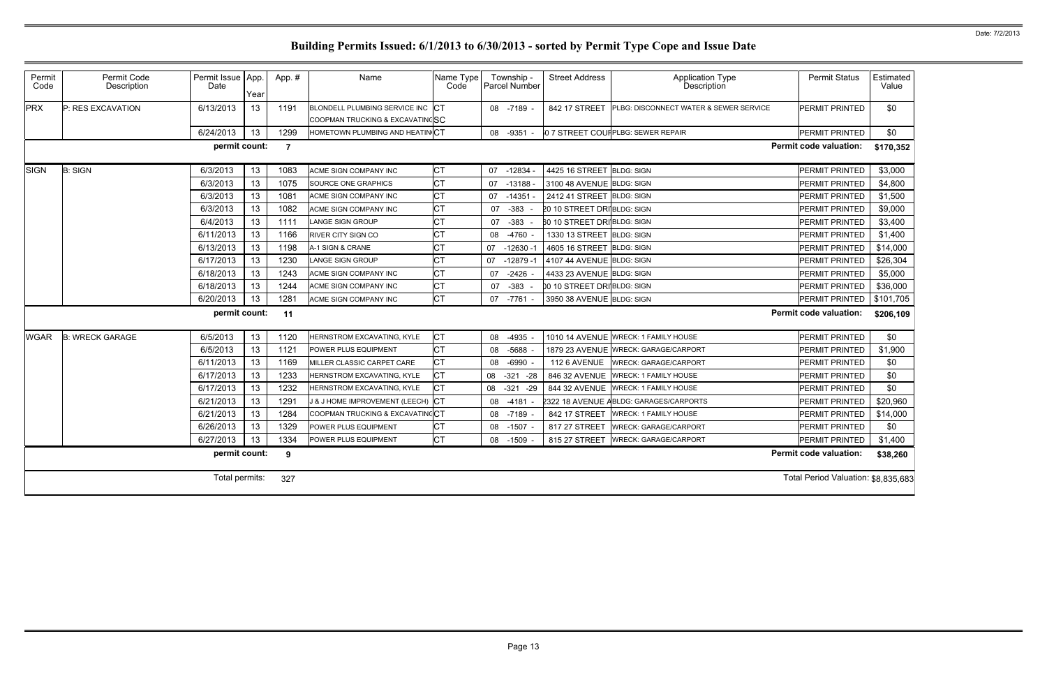# Building Permits Issued: 6/1/2013 to 6/30/2013 - sorted by Permit Type Cope and Issue Date

Date: 7/2/2013

| Permit Code | Permit Code Description | Permit Issue Date | App. Year | App. # | Name | Name Type Code | Township - Parcel Number | Street Address | Application Type Description | Permit Status | Estimated Value |
|---|---|---|---|---|---|---|---|---|---|---|---|
| PRX | P: RES EXCAVATION | 6/13/2013 | 13 | 1191 | BLONDELL PLUMBING SERVICE INC<br>COOPMAN TRUCKING & EXCAVATING | CT<br>SC | 08 -7189 - | 842 17 STREET | PLBG: DISCONNECT WATER & SEWER SERVICE | PERMIT PRINTED | $0 |
| | | 6/24/2013 | 13 | 1299 | HOMETOWN PLUMBING AND HEATIN | CT | 08 -9351 - | 07 7 STREET COUR | PLBG: SEWER REPAIR | PERMIT PRINTED | $0 |
| | | **permit count:** | | **7** | | | | | | **Permit code valuation:** | **$170,352** |
| SIGN | B: SIGN | 6/3/2013 | 13 | 1083 | ACME SIGN COMPANY INC | CT | 07 -12834 - | 4425 16 STREET | BLDG: SIGN | PERMIT PRINTED | $3,000 |
| | | 6/3/2013 | 13 | 1075 | SOURCE ONE GRAPHICS | CT | 07 -13188 - | 3100 48 AVENUE | BLDG: SIGN | PERMIT PRINTED | $4,800 |
| | | 6/3/2013 | 13 | 1081 | ACME SIGN COMPANY INC | CT | 07 -14351 - | 2412 41 STREET | BLDG: SIGN | PERMIT PRINTED | $1,500 |
| | | 6/3/2013 | 13 | 1082 | ACME SIGN COMPANY INC | CT | 07 -383 - | 20 10 STREET DRI | BLDG: SIGN | PERMIT PRINTED | $9,000 |
| | | 6/4/2013 | 13 | 1111 | LANGE SIGN GROUP | CT | 07 -383 - | 60 10 STREET DRI | BLDG: SIGN | PERMIT PRINTED | $3,400 |
| | | 6/11/2013 | 13 | 1166 | RIVER CITY SIGN CO | CT | 08 -4760 - | 1330 13 STREET | BLDG: SIGN | PERMIT PRINTED | $1,400 |
| | | 6/13/2013 | 13 | 1198 | A-1 SIGN & CRANE | CT | 07 -12630 -1 | 4605 16 STREET | BLDG: SIGN | PERMIT PRINTED | $14,000 |
| | | 6/17/2013 | 13 | 1230 | LANGE SIGN GROUP | CT | 07 -12879 -1 | 4107 44 AVENUE | BLDG: SIGN | PERMIT PRINTED | $26,304 |
| | | 6/18/2013 | 13 | 1243 | ACME SIGN COMPANY INC | CT | 07 -2426 - | 4433 23 AVENUE | BLDG: SIGN | PERMIT PRINTED | $5,000 |
| | | 6/18/2013 | 13 | 1244 | ACME SIGN COMPANY INC | CT | 07 -383 - | 00 10 STREET DRI | BLDG: SIGN | PERMIT PRINTED | $36,000 |
| | | 6/20/2013 | 13 | 1281 | ACME SIGN COMPANY INC | CT | 07 -7761 - | 3950 38 AVENUE | BLDG: SIGN | PERMIT PRINTED | $101,705 |
| | | **permit count:** | | **11** | | | | | | **Permit code valuation:** | **$206,109** |
| WGAR | B: WRECK GARAGE | 6/5/2013 | 13 | 1120 | HERNSTROM EXCAVATING, KYLE | CT | 08 -4935 - | 1010 14 AVENUE | WRECK: 1 FAMILY HOUSE | PERMIT PRINTED | $0 |
| | | 6/5/2013 | 13 | 1121 | POWER PLUS EQUIPMENT | CT | 08 -5688 - | 1879 23 AVENUE | WRECK: GARAGE/CARPORT | PERMIT PRINTED | $1,900 |
| | | 6/11/2013 | 13 | 1169 | MILLER CLASSIC CARPET CARE | CT | 08 -6990 - | 112 6 AVENUE | WRECK: GARAGE/CARPORT | PERMIT PRINTED | $0 |
| | | 6/17/2013 | 13 | 1233 | HERNSTROM EXCAVATING, KYLE | CT | 08 -321 -28 | 846 32 AVENUE | WRECK: 1 FAMILY HOUSE | PERMIT PRINTED | $0 |
| | | 6/17/2013 | 13 | 1232 | HERNSTROM EXCAVATING, KYLE | CT | 08 -321 -29 | 844 32 AVENUE | WRECK: 1 FAMILY HOUSE | PERMIT PRINTED | $0 |
| | | 6/21/2013 | 13 | 1291 | J & J HOME IMPROVEMENT (LEECH) | CT | 08 -4181 - | 2322 18 AVENUE A | BLDG: GARAGES/CARPORTS | PERMIT PRINTED | $20,960 |
| | | 6/21/2013 | 13 | 1284 | COOPMAN TRUCKING & EXCAVATING | CT | 08 -7189 - | 842 17 STREET | WRECK: 1 FAMILY HOUSE | PERMIT PRINTED | $14,000 |
| | | 6/26/2013 | 13 | 1329 | POWER PLUS EQUIPMENT | CT | 08 -1507 - | 817 27 STREET | WRECK: GARAGE/CARPORT | PERMIT PRINTED | $0 |
| | | 6/27/2013 | 13 | 1334 | POWER PLUS EQUIPMENT | CT | 08 -1509 - | 815 27 STREET | WRECK: GARAGE/CARPORT | PERMIT PRINTED | $1,400 |
| | | **permit count:** | | **9** | | | | | | **Permit code valuation:** | **$38,260** |
| | | Total permits: | | 327 | | | | | | Total Period Valuation: | $8,835,683 |